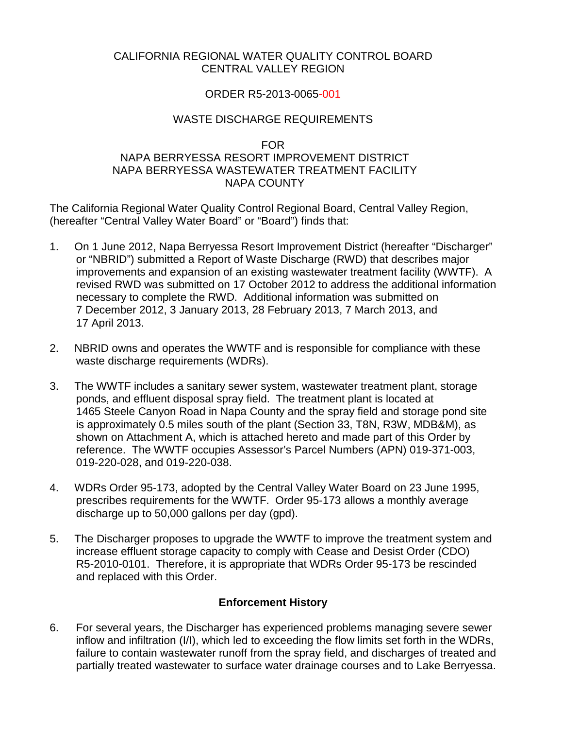CALIFORNIA REGIONAL WATER QUALITY CONTROL BOARD
CENTRAL VALLEY REGION

ORDER R5-2013-0065-001

WASTE DISCHARGE REQUIREMENTS

FOR
NAPA BERRYESSA RESORT IMPROVEMENT DISTRICT
NAPA BERRYESSA WASTEWATER TREATMENT FACILITY
NAPA COUNTY

The California Regional Water Quality Control Regional Board, Central Valley Region, (hereafter "Central Valley Water Board" or "Board") finds that:

1. On 1 June 2012, Napa Berryessa Resort Improvement District (hereafter "Discharger" or "NBRID") submitted a Report of Waste Discharge (RWD) that describes major improvements and expansion of an existing wastewater treatment facility (WWTF). A revised RWD was submitted on 17 October 2012 to address the additional information necessary to complete the RWD. Additional information was submitted on 7 December 2012, 3 January 2013, 28 February 2013, 7 March 2013, and 17 April 2013.

2. NBRID owns and operates the WWTF and is responsible for compliance with these waste discharge requirements (WDRs).

3. The WWTF includes a sanitary sewer system, wastewater treatment plant, storage ponds, and effluent disposal spray field. The treatment plant is located at 1465 Steele Canyon Road in Napa County and the spray field and storage pond site is approximately 0.5 miles south of the plant (Section 33, T8N, R3W, MDB&M), as shown on Attachment A, which is attached hereto and made part of this Order by reference. The WWTF occupies Assessor's Parcel Numbers (APN) 019-371-003, 019-220-028, and 019-220-038.

4. WDRs Order 95-173, adopted by the Central Valley Water Board on 23 June 1995, prescribes requirements for the WWTF. Order 95-173 allows a monthly average discharge up to 50,000 gallons per day (gpd).

5. The Discharger proposes to upgrade the WWTF to improve the treatment system and increase effluent storage capacity to comply with Cease and Desist Order (CDO) R5-2010-0101. Therefore, it is appropriate that WDRs Order 95-173 be rescinded and replaced with this Order.

## Enforcement History

6. For several years, the Discharger has experienced problems managing severe sewer inflow and infiltration (I/I), which led to exceeding the flow limits set forth in the WDRs, failure to contain wastewater runoff from the spray field, and discharges of treated and partially treated wastewater to surface water drainage courses and to Lake Berryessa.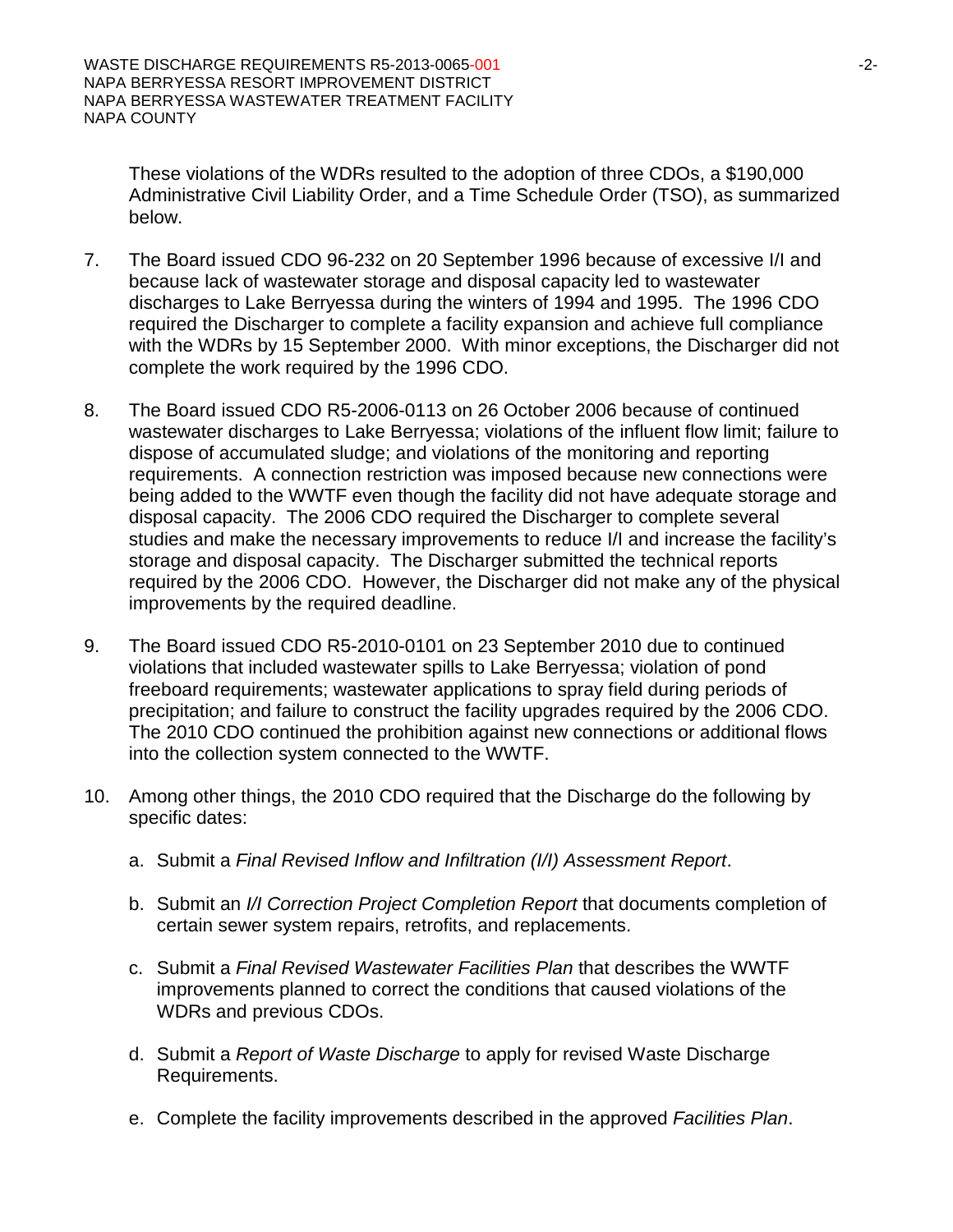These violations of the WDRs resulted to the adoption of three CDOs, a $190,000 Administrative Civil Liability Order, and a Time Schedule Order (TSO), as summarized below.

7. The Board issued CDO 96-232 on 20 September 1996 because of excessive I/I and because lack of wastewater storage and disposal capacity led to wastewater discharges to Lake Berryessa during the winters of 1994 and 1995. The 1996 CDO required the Discharger to complete a facility expansion and achieve full compliance with the WDRs by 15 September 2000. With minor exceptions, the Discharger did not complete the work required by the 1996 CDO.

8. The Board issued CDO R5-2006-0113 on 26 October 2006 because of continued wastewater discharges to Lake Berryessa; violations of the influent flow limit; failure to dispose of accumulated sludge; and violations of the monitoring and reporting requirements. A connection restriction was imposed because new connections were being added to the WWTF even though the facility did not have adequate storage and disposal capacity. The 2006 CDO required the Discharger to complete several studies and make the necessary improvements to reduce I/I and increase the facility's storage and disposal capacity. The Discharger submitted the technical reports required by the 2006 CDO. However, the Discharger did not make any of the physical improvements by the required deadline.

9. The Board issued CDO R5-2010-0101 on 23 September 2010 due to continued violations that included wastewater spills to Lake Berryessa; violation of pond freeboard requirements; wastewater applications to spray field during periods of precipitation; and failure to construct the facility upgrades required by the 2006 CDO. The 2010 CDO continued the prohibition against new connections or additional flows into the collection system connected to the WWTF.

10. Among other things, the 2010 CDO required that the Discharge do the following by specific dates:

    a. Submit a *Final Revised Inflow and Infiltration (I/I) Assessment Report*.

    b. Submit an *I/I Correction Project Completion Report* that documents completion of certain sewer system repairs, retrofits, and replacements.

    c. Submit a *Final Revised Wastewater Facilities Plan* that describes the WWTF improvements planned to correct the conditions that caused violations of the WDRs and previous CDOs.

    d. Submit a *Report of Waste Discharge* to apply for revised Waste Discharge Requirements.

    e. Complete the facility improvements described in the approved *Facilities Plan*.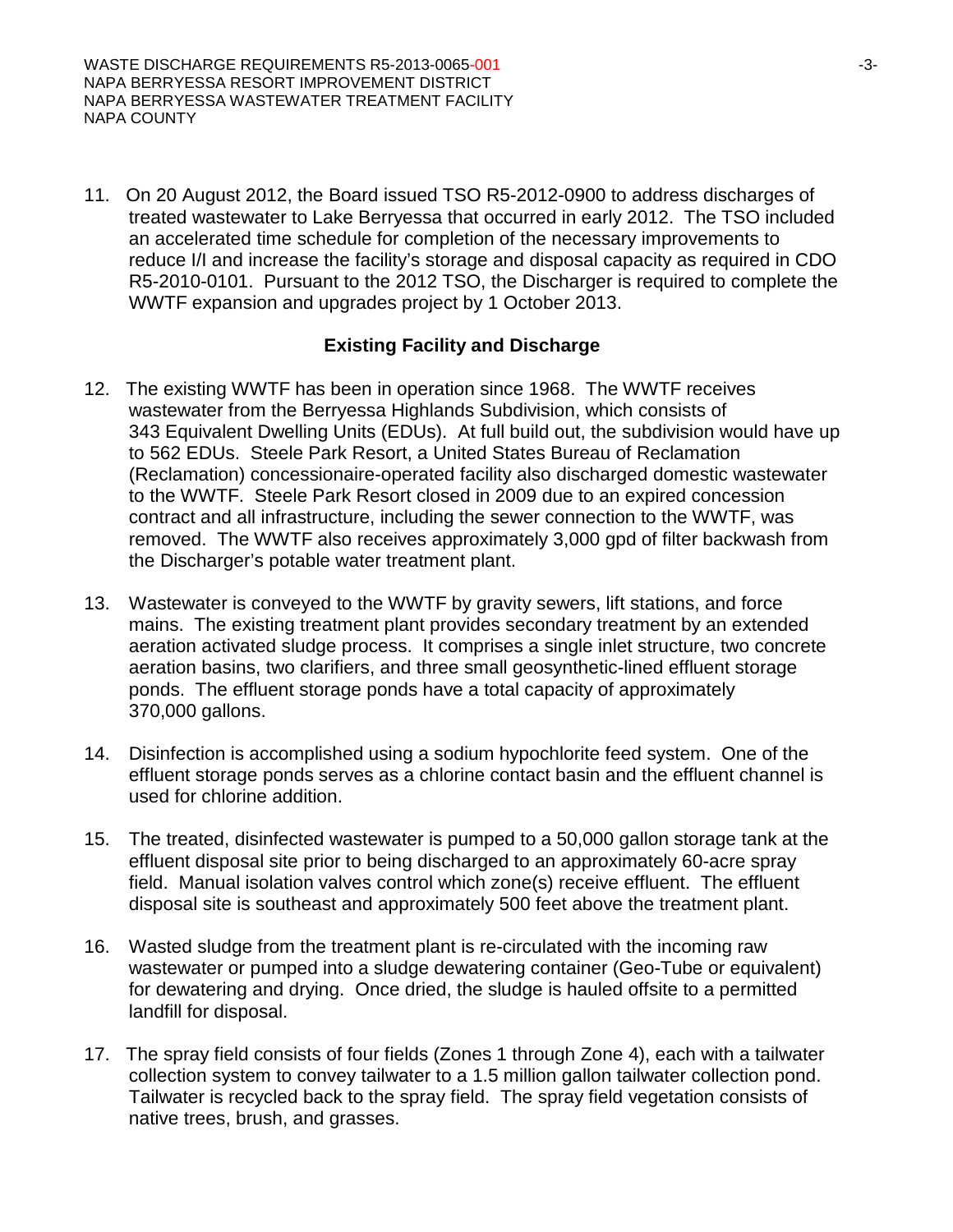11. On 20 August 2012, the Board issued TSO R5-2012-0900 to address discharges of treated wastewater to Lake Berryessa that occurred in early 2012. The TSO included an accelerated time schedule for completion of the necessary improvements to reduce I/I and increase the facility's storage and disposal capacity as required in CDO R5-2010-0101. Pursuant to the 2012 TSO, the Discharger is required to complete the WWTF expansion and upgrades project by 1 October 2013.

## Existing Facility and Discharge

12. The existing WWTF has been in operation since 1968. The WWTF receives wastewater from the Berryessa Highlands Subdivision, which consists of 343 Equivalent Dwelling Units (EDUs). At full build out, the subdivision would have up to 562 EDUs. Steele Park Resort, a United States Bureau of Reclamation (Reclamation) concessionaire-operated facility also discharged domestic wastewater to the WWTF. Steele Park Resort closed in 2009 due to an expired concession contract and all infrastructure, including the sewer connection to the WWTF, was removed. The WWTF also receives approximately 3,000 gpd of filter backwash from the Discharger's potable water treatment plant.

13. Wastewater is conveyed to the WWTF by gravity sewers, lift stations, and force mains. The existing treatment plant provides secondary treatment by an extended aeration activated sludge process. It comprises a single inlet structure, two concrete aeration basins, two clarifiers, and three small geosynthetic-lined effluent storage ponds. The effluent storage ponds have a total capacity of approximately 370,000 gallons.

14. Disinfection is accomplished using a sodium hypochlorite feed system. One of the effluent storage ponds serves as a chlorine contact basin and the effluent channel is used for chlorine addition.

15. The treated, disinfected wastewater is pumped to a 50,000 gallon storage tank at the effluent disposal site prior to being discharged to an approximately 60-acre spray field. Manual isolation valves control which zone(s) receive effluent. The effluent disposal site is southeast and approximately 500 feet above the treatment plant.

16. Wasted sludge from the treatment plant is re-circulated with the incoming raw wastewater or pumped into a sludge dewatering container (Geo-Tube or equivalent) for dewatering and drying. Once dried, the sludge is hauled offsite to a permitted landfill for disposal.

17. The spray field consists of four fields (Zones 1 through Zone 4), each with a tailwater collection system to convey tailwater to a 1.5 million gallon tailwater collection pond. Tailwater is recycled back to the spray field. The spray field vegetation consists of native trees, brush, and grasses.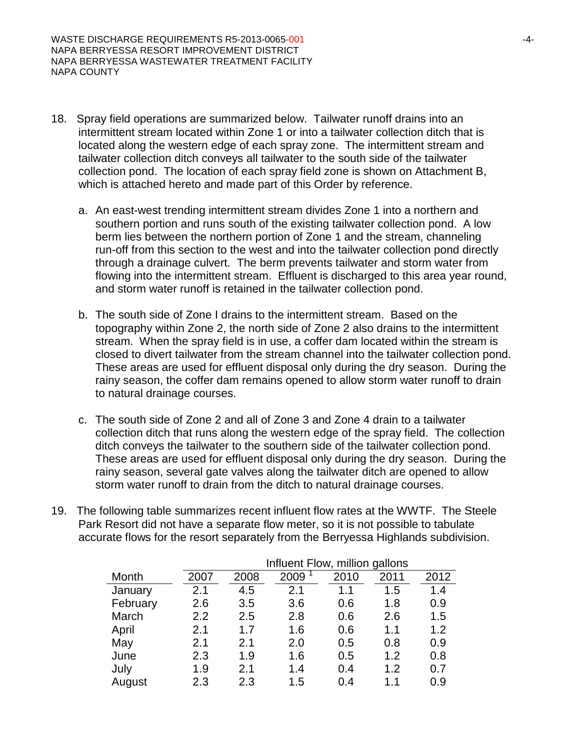18. Spray field operations are summarized below. Tailwater runoff drains into an intermittent stream located within Zone 1 or into a tailwater collection ditch that is located along the western edge of each spray zone. The intermittent stream and tailwater collection ditch conveys all tailwater to the south side of the tailwater collection pond. The location of each spray field zone is shown on Attachment B, which is attached hereto and made part of this Order by reference.

    a. An east-west trending intermittent stream divides Zone 1 into a northern and southern portion and runs south of the existing tailwater collection pond. A low berm lies between the northern portion of Zone 1 and the stream, channeling run-off from this section to the west and into the tailwater collection pond directly through a drainage culvert. The berm prevents tailwater and storm water from flowing into the intermittent stream. Effluent is discharged to this area year round, and storm water runoff is retained in the tailwater collection pond.

    b. The south side of Zone I drains to the intermittent stream. Based on the topography within Zone 2, the north side of Zone 2 also drains to the intermittent stream. When the spray field is in use, a coffer dam located within the stream is closed to divert tailwater from the stream channel into the tailwater collection pond. These areas are used for effluent disposal only during the dry season. During the rainy season, the coffer dam remains opened to allow storm water runoff to drain to natural drainage courses.

    c. The south side of Zone 2 and all of Zone 3 and Zone 4 drain to a tailwater collection ditch that runs along the western edge of the spray field. The collection ditch conveys the tailwater to the southern side of the tailwater collection pond. These areas are used for effluent disposal only during the dry season. During the rainy season, several gate valves along the tailwater ditch are opened to allow storm water runoff to drain from the ditch to natural drainage courses.

19. The following table summarizes recent influent flow rates at the WWTF. The Steele Park Resort did not have a separate flow meter, so it is not possible to tabulate accurate flows for the resort separately from the Berryessa Highlands subdivision.

| | Influent Flow, million gallons | | | | | |
|---|---|---|---|---|---|---|
| Month | 2007 | 2008 | 2009 [1] | 2010 | 2011 | 2012 |
| January | 2.1 | 4.5 | 2.1 | 1.1 | 1.5 | 1.4 |
| February | 2.6 | 3.5 | 3.6 | 0.6 | 1.8 | 0.9 |
| March | 2.2 | 2.5 | 2.8 | 0.6 | 2.6 | 1.5 |
| April | 2.1 | 1.7 | 1.6 | 0.6 | 1.1 | 1.2 |
| May | 2.1 | 2.1 | 2.0 | 0.5 | 0.8 | 0.9 |
| June | 2.3 | 1.9 | 1.6 | 0.5 | 1.2 | 0.8 |
| July | 1.9 | 2.1 | 1.4 | 0.4 | 1.2 | 0.7 |
| August | 2.3 | 2.3 | 1.5 | 0.4 | 1.1 | 0.9 |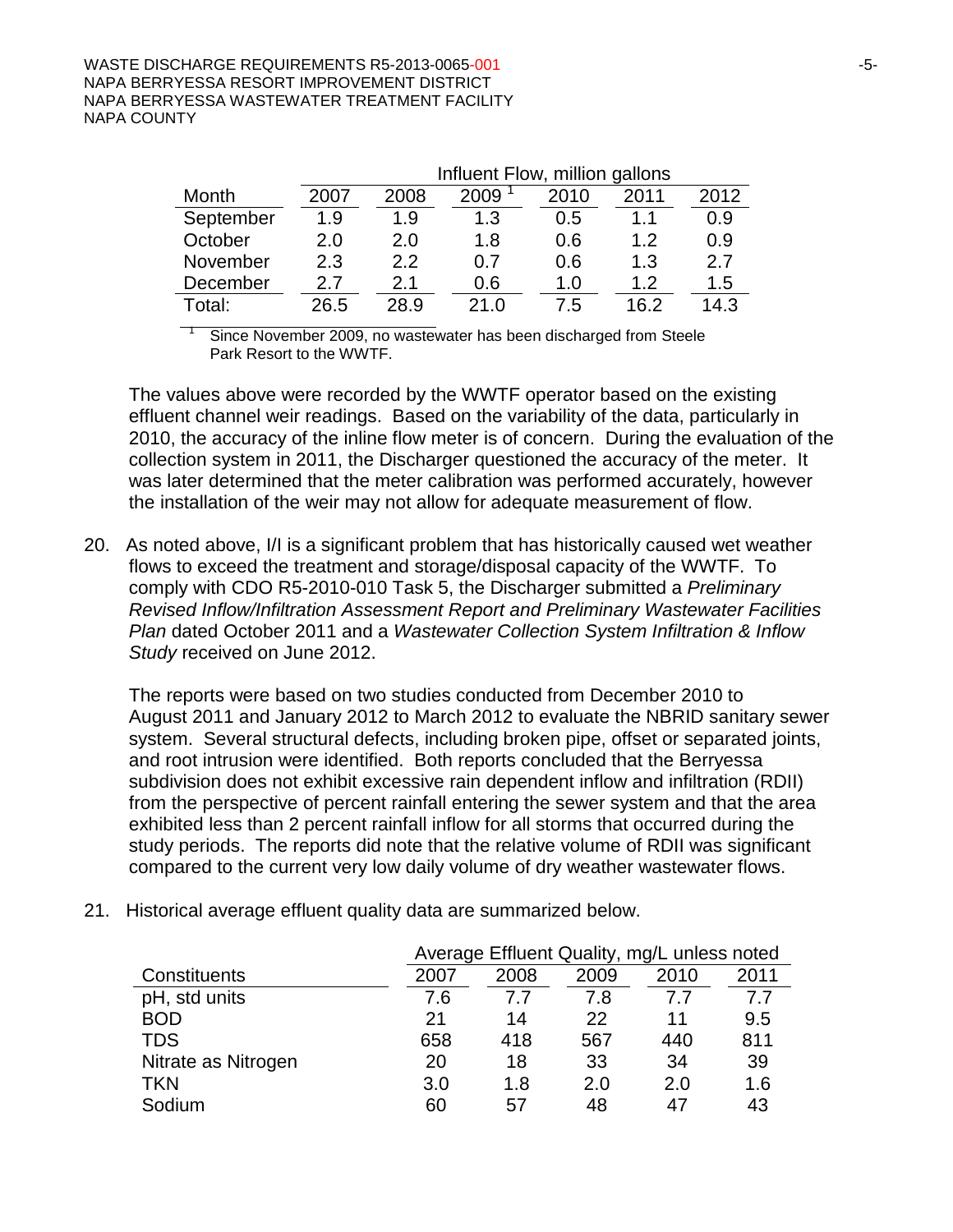| Month | Influent Flow, million gallons | | | | | |
|---|---|---|---|---|---|---|
| | 2007 | 2008 | 2009 [1] | 2010 | 2011 | 2012 |
| September | 1.9 | 1.9 | 1.3 | 0.5 | 1.1 | 0.9 |
| October | 2.0 | 2.0 | 1.8 | 0.6 | 1.2 | 0.9 |
| November | 2.3 | 2.2 | 0.7 | 0.6 | 1.3 | 2.7 |
| December | 2.7 | 2.1 | 0.6 | 1.0 | 1.2 | 1.5 |
| Total: | 26.5 | 28.9 | 21.0 | 7.5 | 16.2 | 14.3 |

[1] Since November 2009, no wastewater has been discharged from Steele Park Resort to the WWTF.

The values above were recorded by the WWTF operator based on the existing effluent channel weir readings. Based on the variability of the data, particularly in 2010, the accuracy of the inline flow meter is of concern. During the evaluation of the collection system in 2011, the Discharger questioned the accuracy of the meter. It was later determined that the meter calibration was performed accurately, however the installation of the weir may not allow for adequate measurement of flow.

20. As noted above, I/I is a significant problem that has historically caused wet weather flows to exceed the treatment and storage/disposal capacity of the WWTF. To comply with CDO R5-2010-010 Task 5, the Discharger submitted a *Preliminary Revised Inflow/Infiltration Assessment Report and Preliminary Wastewater Facilities Plan* dated October 2011 and a *Wastewater Collection System Infiltration & Inflow Study* received on June 2012.

    The reports were based on two studies conducted from December 2010 to August 2011 and January 2012 to March 2012 to evaluate the NBRID sanitary sewer system. Several structural defects, including broken pipe, offset or separated joints, and root intrusion were identified. Both reports concluded that the Berryessa subdivision does not exhibit excessive rain dependent inflow and infiltration (RDII) from the perspective of percent rainfall entering the sewer system and that the area exhibited less than 2 percent rainfall inflow for all storms that occurred during the study periods. The reports did note that the relative volume of RDII was significant compared to the current very low daily volume of dry weather wastewater flows.

21. Historical average effluent quality data are summarized below.

| Constituents | Average Effluent Quality, mg/L unless noted | | | | |
|---|---|---|---|---|---|
| | 2007 | 2008 | 2009 | 2010 | 2011 |
| pH, std units | 7.6 | 7.7 | 7.8 | 7.7 | 7.7 |
| BOD | 21 | 14 | 22 | 11 | 9.5 |
| TDS | 658 | 418 | 567 | 440 | 811 |
| Nitrate as Nitrogen | 20 | 18 | 33 | 34 | 39 |
| TKN | 3.0 | 1.8 | 2.0 | 2.0 | 1.6 |
| Sodium | 60 | 57 | 48 | 47 | 43 |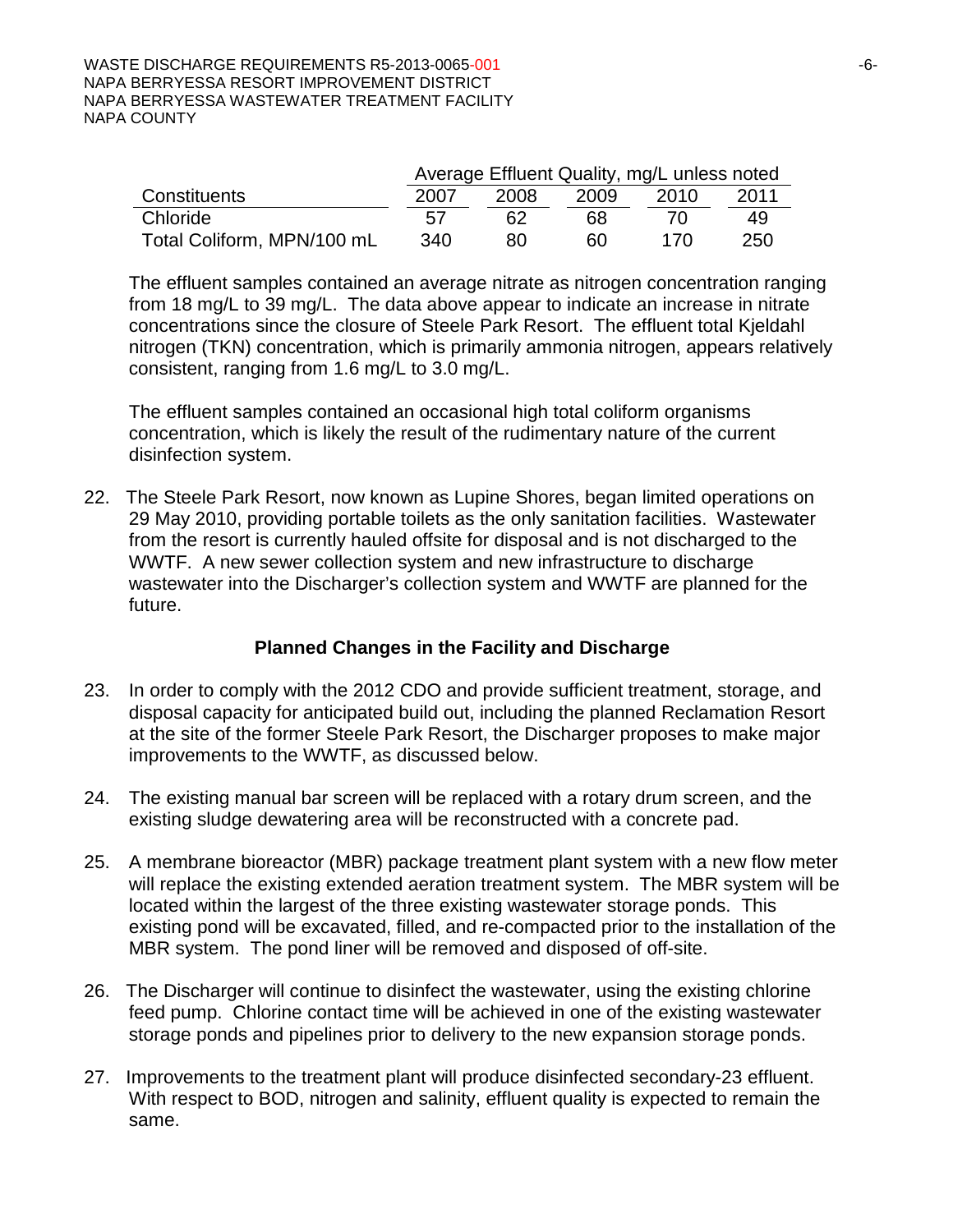| | Average Effluent Quality, mg/L unless noted | | | | |
|---|---|---|---|---|---|
| Constituents | 2007 | 2008 | 2009 | 2010 | 2011 |
| Chloride | 57 | 62 | 68 | 70 | 49 |
| Total Coliform, MPN/100 mL | 340 | 80 | 60 | 170 | 250 |

The effluent samples contained an average nitrate as nitrogen concentration ranging from 18 mg/L to 39 mg/L. The data above appear to indicate an increase in nitrate concentrations since the closure of Steele Park Resort. The effluent total Kjeldahl nitrogen (TKN) concentration, which is primarily ammonia nitrogen, appears relatively consistent, ranging from 1.6 mg/L to 3.0 mg/L.

The effluent samples contained an occasional high total coliform organisms concentration, which is likely the result of the rudimentary nature of the current disinfection system.

22. The Steele Park Resort, now known as Lupine Shores, began limited operations on 29 May 2010, providing portable toilets as the only sanitation facilities. Wastewater from the resort is currently hauled offsite for disposal and is not discharged to the WWTF. A new sewer collection system and new infrastructure to discharge wastewater into the Discharger's collection system and WWTF are planned for the future.

### Planned Changes in the Facility and Discharge

23. In order to comply with the 2012 CDO and provide sufficient treatment, storage, and disposal capacity for anticipated build out, including the planned Reclamation Resort at the site of the former Steele Park Resort, the Discharger proposes to make major improvements to the WWTF, as discussed below.

24. The existing manual bar screen will be replaced with a rotary drum screen, and the existing sludge dewatering area will be reconstructed with a concrete pad.

25. A membrane bioreactor (MBR) package treatment plant system with a new flow meter will replace the existing extended aeration treatment system. The MBR system will be located within the largest of the three existing wastewater storage ponds. This existing pond will be excavated, filled, and re-compacted prior to the installation of the MBR system. The pond liner will be removed and disposed of off-site.

26. The Discharger will continue to disinfect the wastewater, using the existing chlorine feed pump. Chlorine contact time will be achieved in one of the existing wastewater storage ponds and pipelines prior to delivery to the new expansion storage ponds.

27. Improvements to the treatment plant will produce disinfected secondary-23 effluent. With respect to BOD, nitrogen and salinity, effluent quality is expected to remain the same.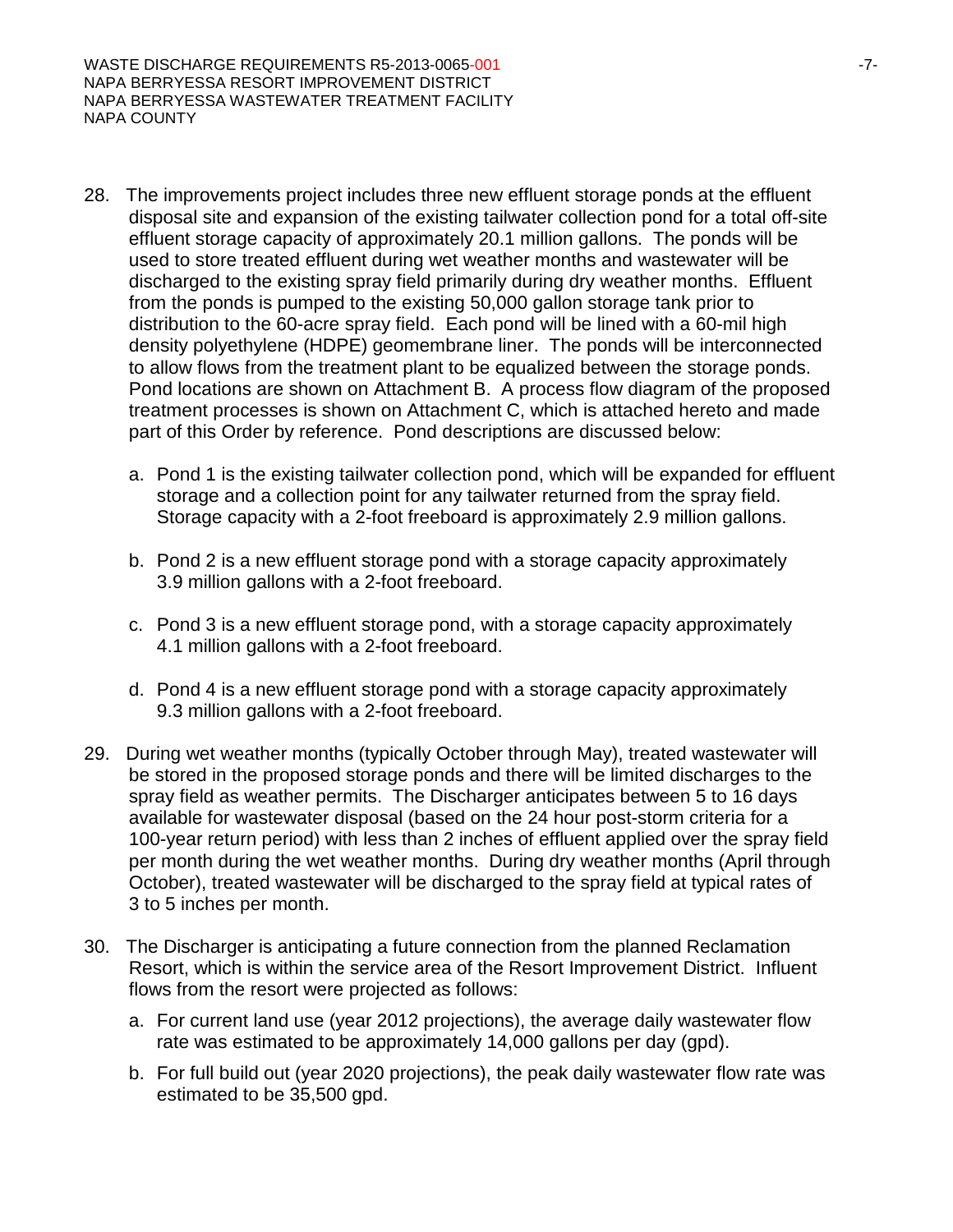28. The improvements project includes three new effluent storage ponds at the effluent disposal site and expansion of the existing tailwater collection pond for a total off-site effluent storage capacity of approximately 20.1 million gallons. The ponds will be used to store treated effluent during wet weather months and wastewater will be discharged to the existing spray field primarily during dry weather months. Effluent from the ponds is pumped to the existing 50,000 gallon storage tank prior to distribution to the 60-acre spray field. Each pond will be lined with a 60-mil high density polyethylene (HDPE) geomembrane liner. The ponds will be interconnected to allow flows from the treatment plant to be equalized between the storage ponds. Pond locations are shown on Attachment B. A process flow diagram of the proposed treatment processes is shown on Attachment C, which is attached hereto and made part of this Order by reference. Pond descriptions are discussed below:

    a. Pond 1 is the existing tailwater collection pond, which will be expanded for effluent storage and a collection point for any tailwater returned from the spray field. Storage capacity with a 2-foot freeboard is approximately 2.9 million gallons.

    b. Pond 2 is a new effluent storage pond with a storage capacity approximately 3.9 million gallons with a 2-foot freeboard.

    c. Pond 3 is a new effluent storage pond, with a storage capacity approximately 4.1 million gallons with a 2-foot freeboard.

    d. Pond 4 is a new effluent storage pond with a storage capacity approximately 9.3 million gallons with a 2-foot freeboard.

29. During wet weather months (typically October through May), treated wastewater will be stored in the proposed storage ponds and there will be limited discharges to the spray field as weather permits. The Discharger anticipates between 5 to 16 days available for wastewater disposal (based on the 24 hour post-storm criteria for a 100-year return period) with less than 2 inches of effluent applied over the spray field per month during the wet weather months. During dry weather months (April through October), treated wastewater will be discharged to the spray field at typical rates of 3 to 5 inches per month.

30. The Discharger is anticipating a future connection from the planned Reclamation Resort, which is within the service area of the Resort Improvement District. Influent flows from the resort were projected as follows:

    a. For current land use (year 2012 projections), the average daily wastewater flow rate was estimated to be approximately 14,000 gallons per day (gpd).

    b. For full build out (year 2020 projections), the peak daily wastewater flow rate was estimated to be 35,500 gpd.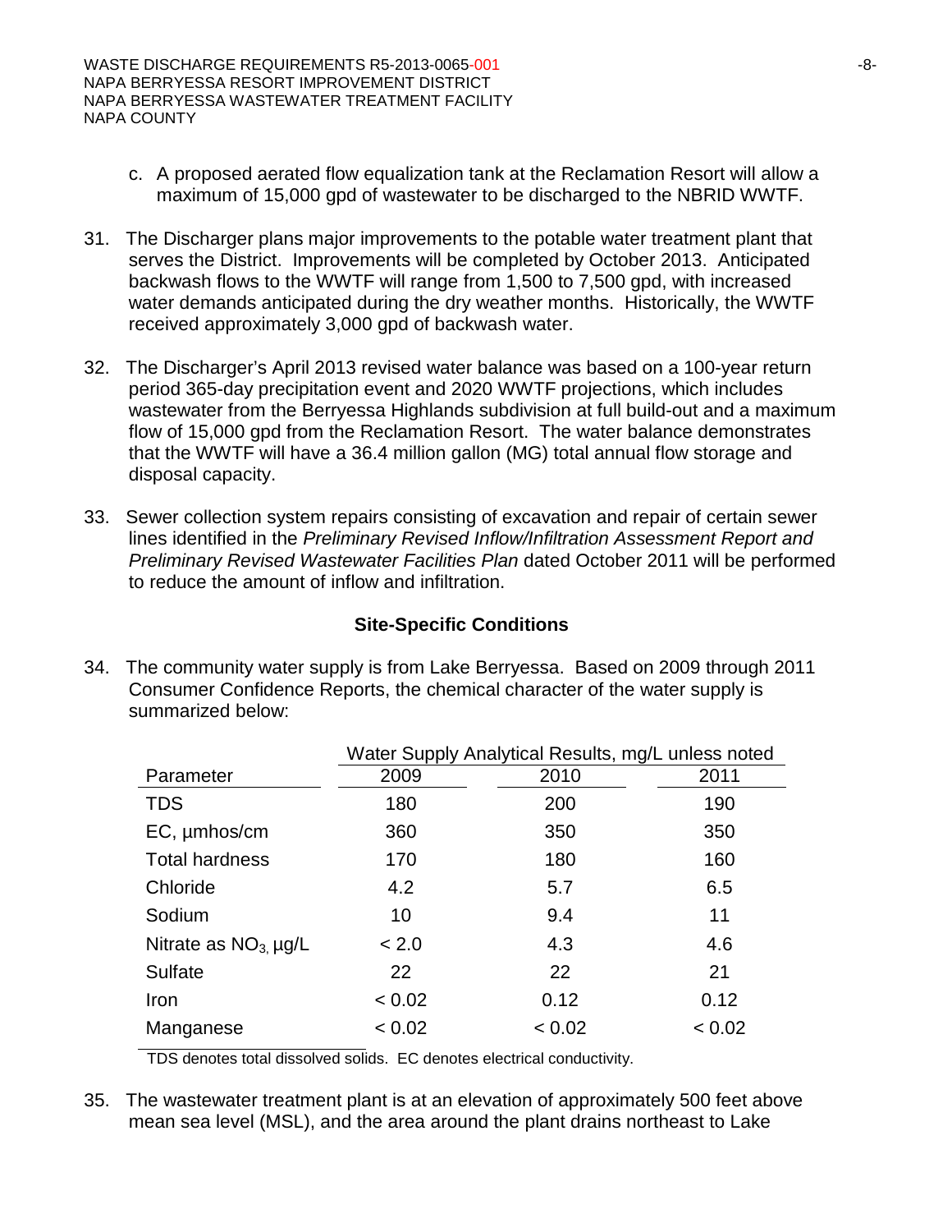c. A proposed aerated flow equalization tank at the Reclamation Resort will allow a maximum of 15,000 gpd of wastewater to be discharged to the NBRID WWTF.

31. The Discharger plans major improvements to the potable water treatment plant that serves the District. Improvements will be completed by October 2013. Anticipated backwash flows to the WWTF will range from 1,500 to 7,500 gpd, with increased water demands anticipated during the dry weather months. Historically, the WWTF received approximately 3,000 gpd of backwash water.

32. The Discharger's April 2013 revised water balance was based on a 100-year return period 365-day precipitation event and 2020 WWTF projections, which includes wastewater from the Berryessa Highlands subdivision at full build-out and a maximum flow of 15,000 gpd from the Reclamation Resort. The water balance demonstrates that the WWTF will have a 36.4 million gallon (MG) total annual flow storage and disposal capacity.

33. Sewer collection system repairs consisting of excavation and repair of certain sewer lines identified in the *Preliminary Revised Inflow/Infiltration Assessment Report and Preliminary Revised Wastewater Facilities Plan* dated October 2011 will be performed to reduce the amount of inflow and infiltration.

**Site-Specific Conditions**

34. The community water supply is from Lake Berryessa. Based on 2009 through 2011 Consumer Confidence Reports, the chemical character of the water supply is summarized below:

| | Water Supply Analytical Results, mg/L unless noted | | |
|---|---|---|---|
| Parameter | 2009 | 2010 | 2011 |
| TDS | 180 | 200 | 190 |
| EC, µmhos/cm | 360 | 350 | 350 |
| Total hardness | 170 | 180 | 160 |
| Chloride | 4.2 | 5.7 | 6.5 |
| Sodium | 10 | 9.4 | 11 |
| Nitrate as $NO_3$, µg/L | < 2.0 | 4.3 | 4.6 |
| Sulfate | 22 | 22 | 21 |
| Iron | < 0.02 | 0.12 | 0.12 |
| Manganese | < 0.02 | < 0.02 | < 0.02 |

TDS denotes total dissolved solids. EC denotes electrical conductivity.

35. The wastewater treatment plant is at an elevation of approximately 500 feet above mean sea level (MSL), and the area around the plant drains northeast to Lake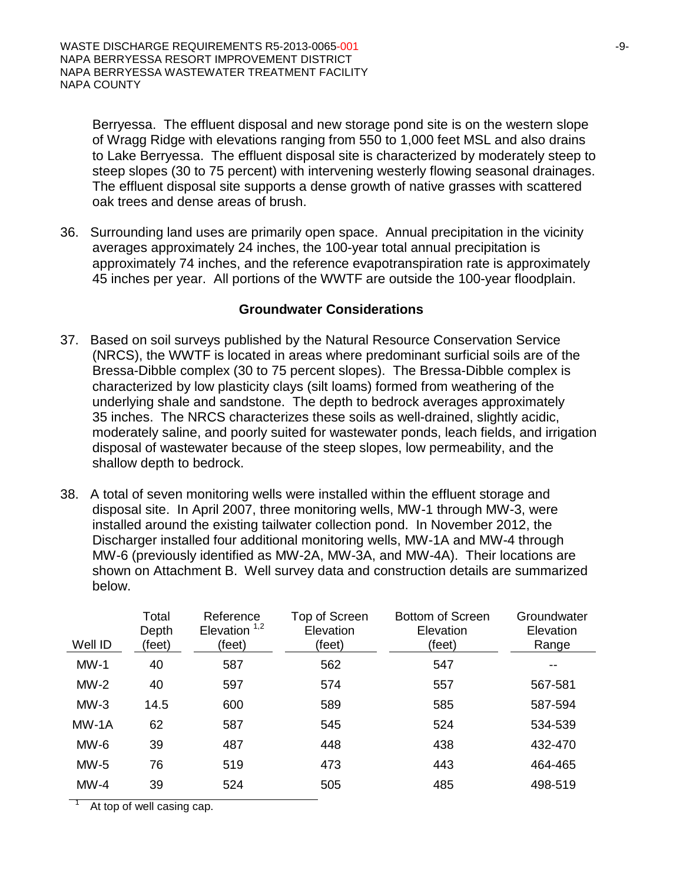Berryessa. The effluent disposal and new storage pond site is on the western slope of Wragg Ridge with elevations ranging from 550 to 1,000 feet MSL and also drains to Lake Berryessa. The effluent disposal site is characterized by moderately steep to steep slopes (30 to 75 percent) with intervening westerly flowing seasonal drainages. The effluent disposal site supports a dense growth of native grasses with scattered oak trees and dense areas of brush.

36. Surrounding land uses are primarily open space. Annual precipitation in the vicinity averages approximately 24 inches, the 100-year total annual precipitation is approximately 74 inches, and the reference evapotranspiration rate is approximately 45 inches per year. All portions of the WWTF are outside the 100-year floodplain.

### Groundwater Considerations

37. Based on soil surveys published by the Natural Resource Conservation Service (NRCS), the WWTF is located in areas where predominant surficial soils are of the Bressa-Dibble complex (30 to 75 percent slopes). The Bressa-Dibble complex is characterized by low plasticity clays (silt loams) formed from weathering of the underlying shale and sandstone. The depth to bedrock averages approximately 35 inches. The NRCS characterizes these soils as well-drained, slightly acidic, moderately saline, and poorly suited for wastewater ponds, leach fields, and irrigation disposal of wastewater because of the steep slopes, low permeability, and the shallow depth to bedrock.

38. A total of seven monitoring wells were installed within the effluent storage and disposal site. In April 2007, three monitoring wells, MW-1 through MW-3, were installed around the existing tailwater collection pond. In November 2012, the Discharger installed four additional monitoring wells, MW-1A and MW-4 through MW-6 (previously identified as MW-2A, MW-3A, and MW-4A). Their locations are shown on Attachment B. Well survey data and construction details are summarized below.

| Well ID | Total Depth (feet) | Reference Elevation [1,2] (feet) | Top of Screen Elevation (feet) | Bottom of Screen Elevation (feet) | Groundwater Elevation Range |
|---|---|---|---|---|---|
| MW-1 | 40 | 587 | 562 | 547 | -- |
| MW-2 | 40 | 597 | 574 | 557 | 567-581 |
| MW-3 | 14.5 | 600 | 589 | 585 | 587-594 |
| MW-1A | 62 | 587 | 545 | 524 | 534-539 |
| MW-6 | 39 | 487 | 448 | 438 | 432-470 |
| MW-5 | 76 | 519 | 473 | 443 | 464-465 |
| MW-4 | 39 | 524 | 505 | 485 | 498-519 |

[1] At top of well casing cap.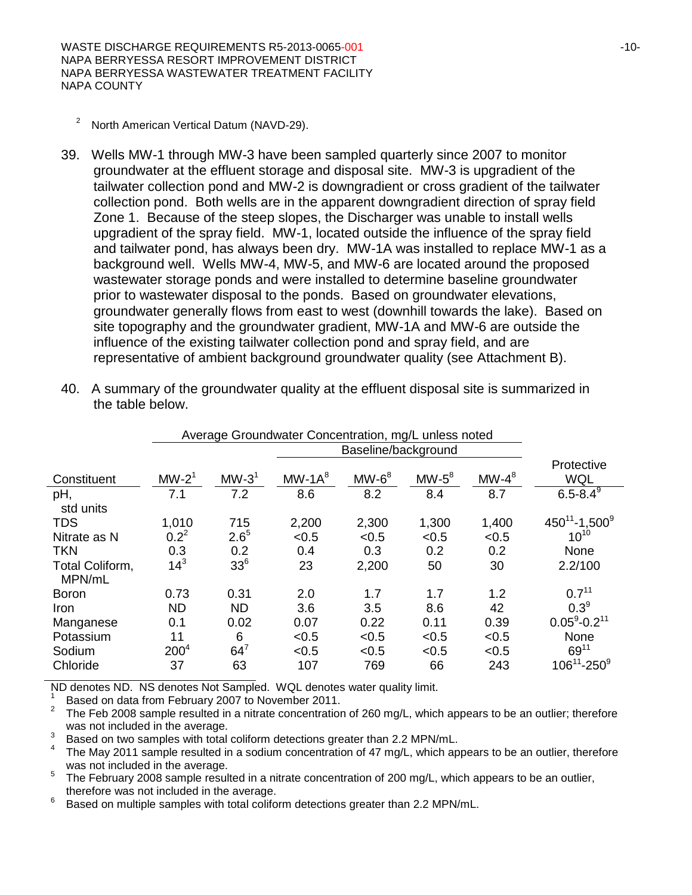[2] North American Vertical Datum (NAVD-29).

39. Wells MW-1 through MW-3 have been sampled quarterly since 2007 to monitor groundwater at the effluent storage and disposal site. MW-3 is upgradient of the tailwater collection pond and MW-2 is downgradient or cross gradient of the tailwater collection pond. Both wells are in the apparent downgradient direction of spray field Zone 1. Because of the steep slopes, the Discharger was unable to install wells upgradient of the spray field. MW-1, located outside the influence of the spray field and tailwater pond, has always been dry. MW-1A was installed to replace MW-1 as a background well. Wells MW-4, MW-5, and MW-6 are located around the proposed wastewater storage ponds and were installed to determine baseline groundwater prior to wastewater disposal to the ponds. Based on groundwater elevations, groundwater generally flows from east to west (downhill towards the lake). Based on site topography and the groundwater gradient, MW-1A and MW-6 are outside the influence of the existing tailwater collection pond and spray field, and are representative of ambient background groundwater quality (see Attachment B).

40. A summary of the groundwater quality at the effluent disposal site is summarized in the table below.

| | Average Groundwater Concentration, mg/L unless noted | | | | | | |
|---|---|---|---|---|---|---|---|
| | | | Baseline/background | | | | |
| Constituent | MW-2[1] | MW-3[1] | MW-1A[8] | MW-6[8] | MW-5[8] | MW-4[8] | Protective WQL |
| pH, std units | 7.1 | 7.2 | 8.6 | 8.2 | 8.4 | 8.7 | 6.5-8.4[9] |
| TDS | 1,010 | 715 | 2,200 | 2,300 | 1,300 | 1,400 | 450[11]-1,500[9] |
| Nitrate as N | 0.2[2] | 2.6[5] | <0.5 | <0.5 | <0.5 | <0.5 | 10[10] |
| TKN | 0.3 | 0.2 | 0.4 | 0.3 | 0.2 | 0.2 | None |
| Total Coliform, MPN/mL | 14[3] | 33[6] | 23 | 2,200 | 50 | 30 | 2.2/100 |
| Boron | 0.73 | 0.31 | 2.0 | 1.7 | 1.7 | 1.2 | 0.7[11] |
| Iron | ND | ND | 3.6 | 3.5 | 8.6 | 42 | 0.3[9] |
| Manganese | 0.1 | 0.02 | 0.07 | 0.22 | 0.11 | 0.39 | 0.05[9]-0.2[11] |
| Potassium | 11 | 6 | <0.5 | <0.5 | <0.5 | <0.5 | None |
| Sodium | 200[4] | 64[7] | <0.5 | <0.5 | <0.5 | <0.5 | 69[11] |
| Chloride | 37 | 63 | 107 | 769 | 66 | 243 | 106[11]-250[9] |

ND denotes ND. NS denotes Not Sampled. WQL denotes water quality limit.

[1] Based on data from February 2007 to November 2011.

[2] The Feb 2008 sample resulted in a nitrate concentration of 260 mg/L, which appears to be an outlier; therefore was not included in the average.

[3] Based on two samples with total coliform detections greater than 2.2 MPN/mL.

[4] The May 2011 sample resulted in a sodium concentration of 47 mg/L, which appears to be an outlier, therefore was not included in the average.

[5] The February 2008 sample resulted in a nitrate concentration of 200 mg/L, which appears to be an outlier, therefore was not included in the average.

[6] Based on multiple samples with total coliform detections greater than 2.2 MPN/mL.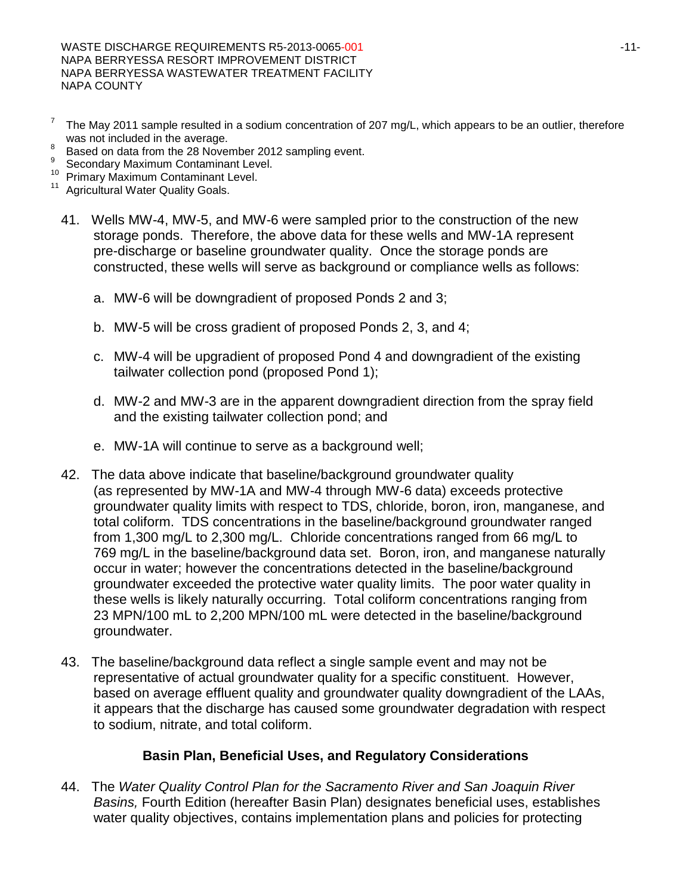[7] The May 2011 sample resulted in a sodium concentration of 207 mg/L, which appears to be an outlier, therefore was not included in the average.

[8] Based on data from the 28 November 2012 sampling event.

[9] Secondary Maximum Contaminant Level.

[10] Primary Maximum Contaminant Level.

[11] Agricultural Water Quality Goals.

41. Wells MW-4, MW-5, and MW-6 were sampled prior to the construction of the new storage ponds. Therefore, the above data for these wells and MW-1A represent pre-discharge or baseline groundwater quality. Once the storage ponds are constructed, these wells will serve as background or compliance wells as follows:

    a. MW-6 will be downgradient of proposed Ponds 2 and 3;

    b. MW-5 will be cross gradient of proposed Ponds 2, 3, and 4;

    c. MW-4 will be upgradient of proposed Pond 4 and downgradient of the existing tailwater collection pond (proposed Pond 1);

    d. MW-2 and MW-3 are in the apparent downgradient direction from the spray field and the existing tailwater collection pond; and

    e. MW-1A will continue to serve as a background well;

42. The data above indicate that baseline/background groundwater quality (as represented by MW-1A and MW-4 through MW-6 data) exceeds protective groundwater quality limits with respect to TDS, chloride, boron, iron, manganese, and total coliform. TDS concentrations in the baseline/background groundwater ranged from 1,300 mg/L to 2,300 mg/L. Chloride concentrations ranged from 66 mg/L to 769 mg/L in the baseline/background data set. Boron, iron, and manganese naturally occur in water; however the concentrations detected in the baseline/background groundwater exceeded the protective water quality limits. The poor water quality in these wells is likely naturally occurring. Total coliform concentrations ranging from 23 MPN/100 mL to 2,200 MPN/100 mL were detected in the baseline/background groundwater.

43. The baseline/background data reflect a single sample event and may not be representative of actual groundwater quality for a specific constituent. However, based on average effluent quality and groundwater quality downgradient of the LAAs, it appears that the discharge has caused some groundwater degradation with respect to sodium, nitrate, and total coliform.

## Basin Plan, Beneficial Uses, and Regulatory Considerations

44. The *Water Quality Control Plan for the Sacramento River and San Joaquin River Basins,* Fourth Edition (hereafter Basin Plan) designates beneficial uses, establishes water quality objectives, contains implementation plans and policies for protecting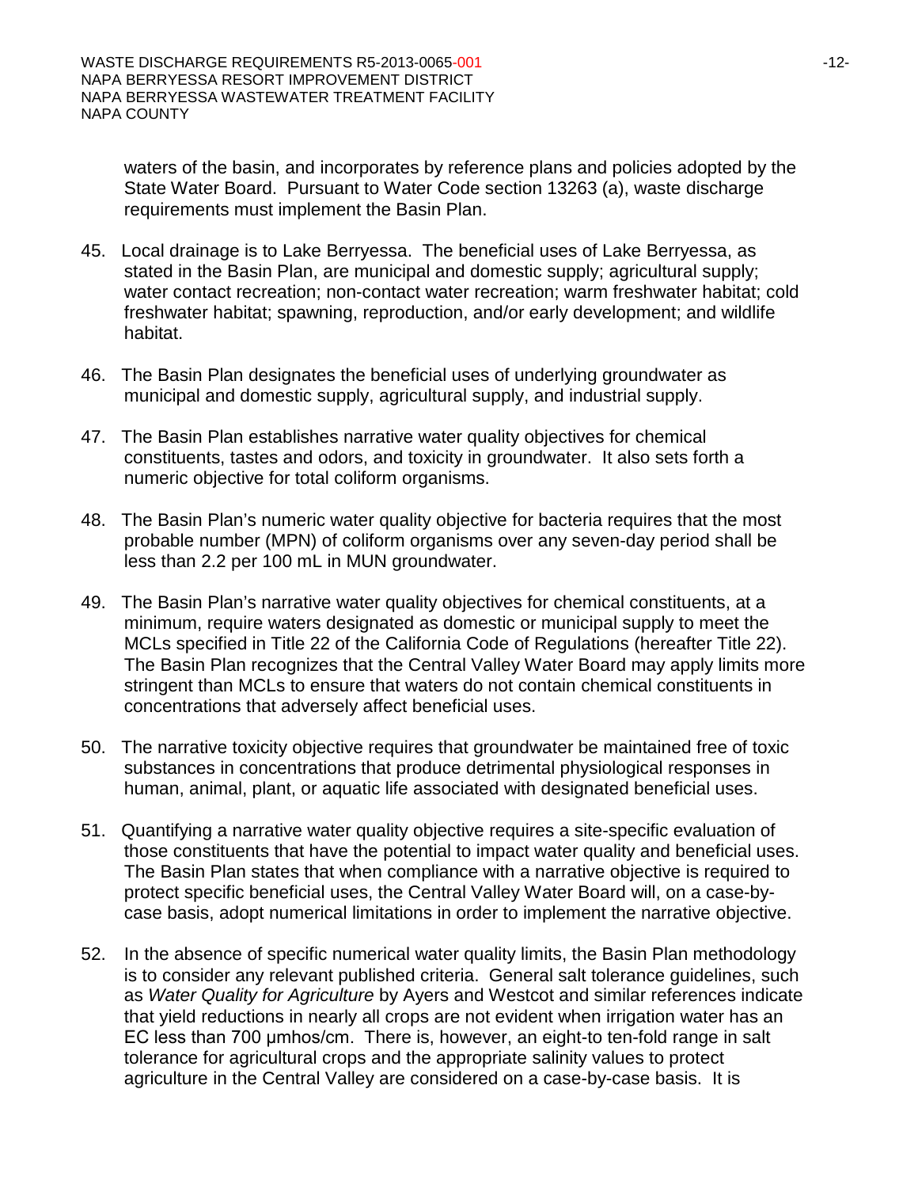waters of the basin, and incorporates by reference plans and policies adopted by the State Water Board. Pursuant to Water Code section 13263 (a), waste discharge requirements must implement the Basin Plan.

45. Local drainage is to Lake Berryessa. The beneficial uses of Lake Berryessa, as stated in the Basin Plan, are municipal and domestic supply; agricultural supply; water contact recreation; non-contact water recreation; warm freshwater habitat; cold freshwater habitat; spawning, reproduction, and/or early development; and wildlife habitat.

46. The Basin Plan designates the beneficial uses of underlying groundwater as municipal and domestic supply, agricultural supply, and industrial supply.

47. The Basin Plan establishes narrative water quality objectives for chemical constituents, tastes and odors, and toxicity in groundwater. It also sets forth a numeric objective for total coliform organisms.

48. The Basin Plan's numeric water quality objective for bacteria requires that the most probable number (MPN) of coliform organisms over any seven-day period shall be less than 2.2 per 100 mL in MUN groundwater.

49. The Basin Plan's narrative water quality objectives for chemical constituents, at a minimum, require waters designated as domestic or municipal supply to meet the MCLs specified in Title 22 of the California Code of Regulations (hereafter Title 22). The Basin Plan recognizes that the Central Valley Water Board may apply limits more stringent than MCLs to ensure that waters do not contain chemical constituents in concentrations that adversely affect beneficial uses.

50. The narrative toxicity objective requires that groundwater be maintained free of toxic substances in concentrations that produce detrimental physiological responses in human, animal, plant, or aquatic life associated with designated beneficial uses.

51. Quantifying a narrative water quality objective requires a site-specific evaluation of those constituents that have the potential to impact water quality and beneficial uses. The Basin Plan states that when compliance with a narrative objective is required to protect specific beneficial uses, the Central Valley Water Board will, on a case-by-case basis, adopt numerical limitations in order to implement the narrative objective.

52. In the absence of specific numerical water quality limits, the Basin Plan methodology is to consider any relevant published criteria. General salt tolerance guidelines, such as *Water Quality for Agriculture* by Ayers and Westcot and similar references indicate that yield reductions in nearly all crops are not evident when irrigation water has an EC less than 700 µmhos/cm. There is, however, an eight-to ten-fold range in salt tolerance for agricultural crops and the appropriate salinity values to protect agriculture in the Central Valley are considered on a case-by-case basis. It is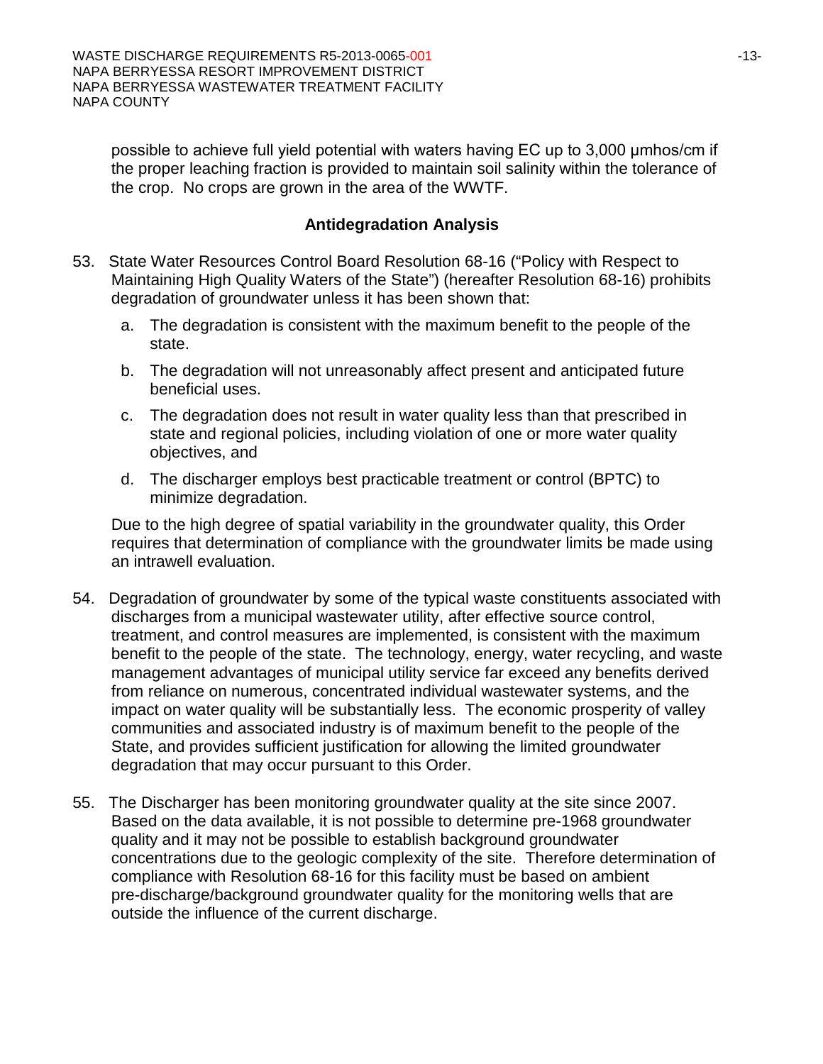possible to achieve full yield potential with waters having EC up to 3,000 µmhos/cm if the proper leaching fraction is provided to maintain soil salinity within the tolerance of the crop. No crops are grown in the area of the WWTF.

### Antidegradation Analysis

53. State Water Resources Control Board Resolution 68-16 ("Policy with Respect to Maintaining High Quality Waters of the State") (hereafter Resolution 68-16) prohibits degradation of groundwater unless it has been shown that:

    a. The degradation is consistent with the maximum benefit to the people of the state.

    b. The degradation will not unreasonably affect present and anticipated future beneficial uses.

    c. The degradation does not result in water quality less than that prescribed in state and regional policies, including violation of one or more water quality objectives, and

    d. The discharger employs best practicable treatment or control (BPTC) to minimize degradation.

    Due to the high degree of spatial variability in the groundwater quality, this Order requires that determination of compliance with the groundwater limits be made using an intrawell evaluation.

54. Degradation of groundwater by some of the typical waste constituents associated with discharges from a municipal wastewater utility, after effective source control, treatment, and control measures are implemented, is consistent with the maximum benefit to the people of the state. The technology, energy, water recycling, and waste management advantages of municipal utility service far exceed any benefits derived from reliance on numerous, concentrated individual wastewater systems, and the impact on water quality will be substantially less. The economic prosperity of valley communities and associated industry is of maximum benefit to the people of the State, and provides sufficient justification for allowing the limited groundwater degradation that may occur pursuant to this Order.

55. The Discharger has been monitoring groundwater quality at the site since 2007. Based on the data available, it is not possible to determine pre-1968 groundwater quality and it may not be possible to establish background groundwater concentrations due to the geologic complexity of the site. Therefore determination of compliance with Resolution 68-16 for this facility must be based on ambient pre-discharge/background groundwater quality for the monitoring wells that are outside the influence of the current discharge.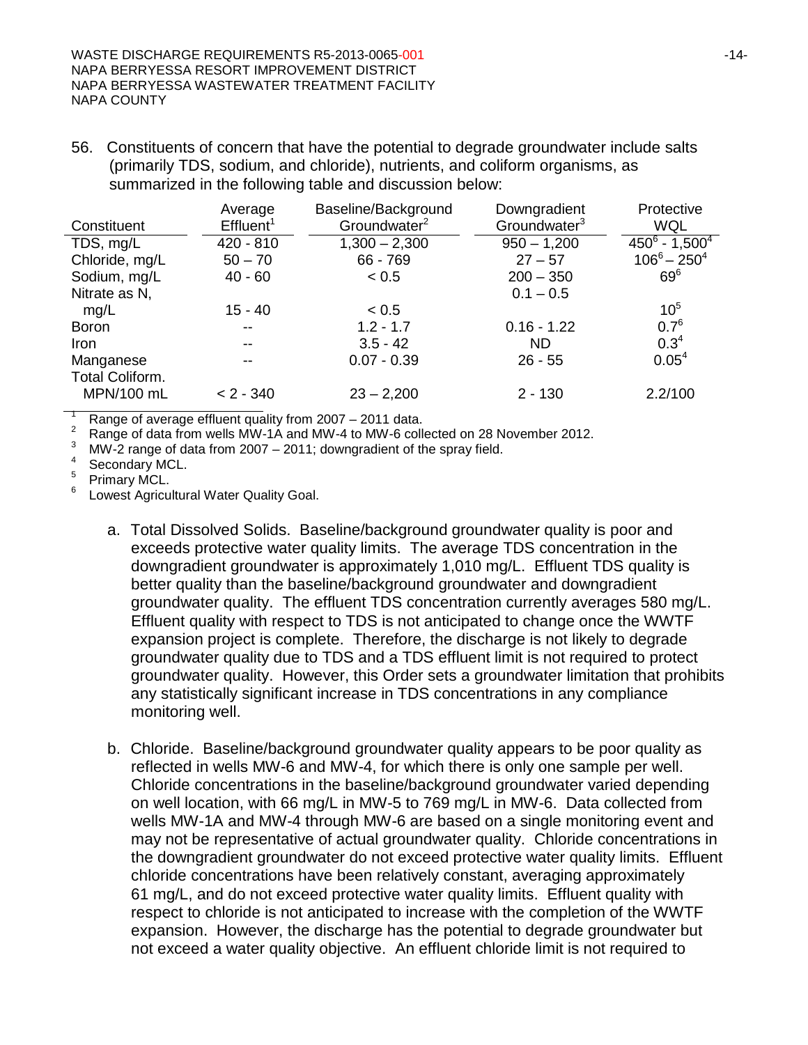56. Constituents of concern that have the potential to degrade groundwater include salts (primarily TDS, sodium, and chloride), nutrients, and coliform organisms, as summarized in the following table and discussion below:

| Constituent | Average Effluent[1] | Baseline/Background Groundwater[2] | Downgradient Groundwater[3] | Protective WQL |
|---|---|---|---|---|
| TDS, mg/L | 420 - 810 | 1,300 – 2,300 | 950 – 1,200 | 450[6] - 1,500[4] |
| Chloride, mg/L | 50 – 70 | 66 - 769 | 27 – 57 | 106[6] – 250[4] |
| Sodium, mg/L | 40 - 60 | < 0.5 | 200 – 350 | 69[6] |
| Nitrate as N, mg/L | 15 - 40 | < 0.5 | 0.1 – 0.5 | 10[5] |
| Boron | -- | 1.2 - 1.7 | 0.16 - 1.22 | 0.7[6] |
| Iron | -- | 3.5 - 42 | ND | 0.3[4] |
| Manganese | -- | 0.07 - 0.39 | 26 - 55 | 0.05[4] |
| Total Coliform. MPN/100 mL | < 2 - 340 | 23 – 2,200 | 2 - 130 | 2.2/100 |

[1] Range of average effluent quality from 2007 – 2011 data.
[2] Range of data from wells MW-1A and MW-4 to MW-6 collected on 28 November 2012.
[3] MW-2 range of data from 2007 – 2011; downgradient of the spray field.
[4] Secondary MCL.
[5] Primary MCL.
[6] Lowest Agricultural Water Quality Goal.

a. Total Dissolved Solids. Baseline/background groundwater quality is poor and exceeds protective water quality limits. The average TDS concentration in the downgradient groundwater is approximately 1,010 mg/L. Effluent TDS quality is better quality than the baseline/background groundwater and downgradient groundwater quality. The effluent TDS concentration currently averages 580 mg/L. Effluent quality with respect to TDS is not anticipated to change once the WWTF expansion project is complete. Therefore, the discharge is not likely to degrade groundwater quality due to TDS and a TDS effluent limit is not required to protect groundwater quality. However, this Order sets a groundwater limitation that prohibits any statistically significant increase in TDS concentrations in any compliance monitoring well.

b. Chloride. Baseline/background groundwater quality appears to be poor quality as reflected in wells MW-6 and MW-4, for which there is only one sample per well. Chloride concentrations in the baseline/background groundwater varied depending on well location, with 66 mg/L in MW-5 to 769 mg/L in MW-6. Data collected from wells MW-1A and MW-4 through MW-6 are based on a single monitoring event and may not be representative of actual groundwater quality. Chloride concentrations in the downgradient groundwater do not exceed protective water quality limits. Effluent chloride concentrations have been relatively constant, averaging approximately 61 mg/L, and do not exceed protective water quality limits. Effluent quality with respect to chloride is not anticipated to increase with the completion of the WWTF expansion. However, the discharge has the potential to degrade groundwater but not exceed a water quality objective. An effluent chloride limit is not required to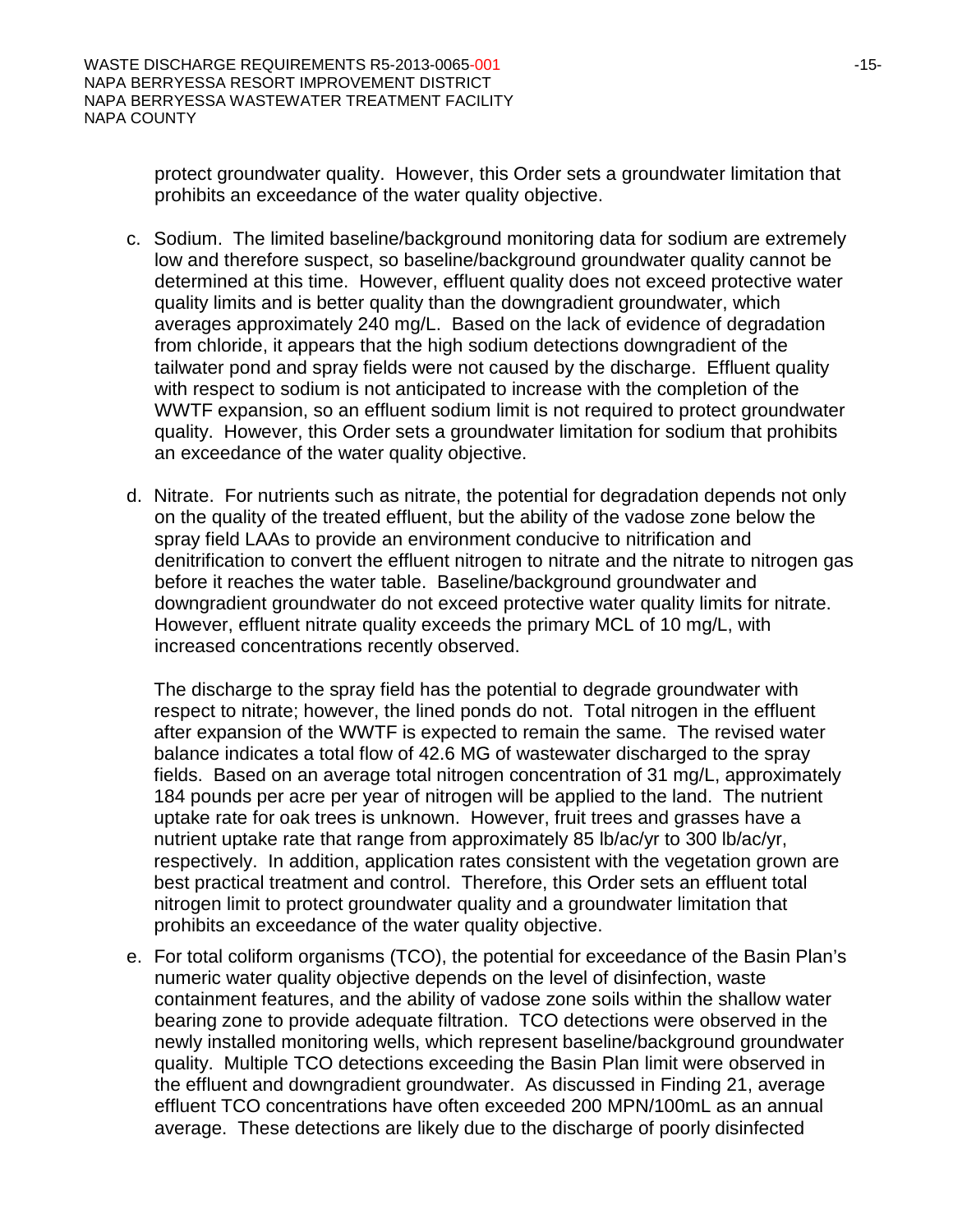protect groundwater quality. However, this Order sets a groundwater limitation that prohibits an exceedance of the water quality objective.

c. Sodium. The limited baseline/background monitoring data for sodium are extremely low and therefore suspect, so baseline/background groundwater quality cannot be determined at this time. However, effluent quality does not exceed protective water quality limits and is better quality than the downgradient groundwater, which averages approximately 240 mg/L. Based on the lack of evidence of degradation from chloride, it appears that the high sodium detections downgradient of the tailwater pond and spray fields were not caused by the discharge. Effluent quality with respect to sodium is not anticipated to increase with the completion of the WWTF expansion, so an effluent sodium limit is not required to protect groundwater quality. However, this Order sets a groundwater limitation for sodium that prohibits an exceedance of the water quality objective.

d. Nitrate. For nutrients such as nitrate, the potential for degradation depends not only on the quality of the treated effluent, but the ability of the vadose zone below the spray field LAAs to provide an environment conducive to nitrification and denitrification to convert the effluent nitrogen to nitrate and the nitrate to nitrogen gas before it reaches the water table. Baseline/background groundwater and downgradient groundwater do not exceed protective water quality limits for nitrate. However, effluent nitrate quality exceeds the primary MCL of 10 mg/L, with increased concentrations recently observed.

   The discharge to the spray field has the potential to degrade groundwater with respect to nitrate; however, the lined ponds do not. Total nitrogen in the effluent after expansion of the WWTF is expected to remain the same. The revised water balance indicates a total flow of 42.6 MG of wastewater discharged to the spray fields. Based on an average total nitrogen concentration of 31 mg/L, approximately 184 pounds per acre per year of nitrogen will be applied to the land. The nutrient uptake rate for oak trees is unknown. However, fruit trees and grasses have a nutrient uptake rate that range from approximately 85 lb/ac/yr to 300 lb/ac/yr, respectively. In addition, application rates consistent with the vegetation grown are best practical treatment and control. Therefore, this Order sets an effluent total nitrogen limit to protect groundwater quality and a groundwater limitation that prohibits an exceedance of the water quality objective.

e. For total coliform organisms (TCO), the potential for exceedance of the Basin Plan's numeric water quality objective depends on the level of disinfection, waste containment features, and the ability of vadose zone soils within the shallow water bearing zone to provide adequate filtration. TCO detections were observed in the newly installed monitoring wells, which represent baseline/background groundwater quality. Multiple TCO detections exceeding the Basin Plan limit were observed in the effluent and downgradient groundwater. As discussed in Finding 21, average effluent TCO concentrations have often exceeded 200 MPN/100mL as an annual average. These detections are likely due to the discharge of poorly disinfected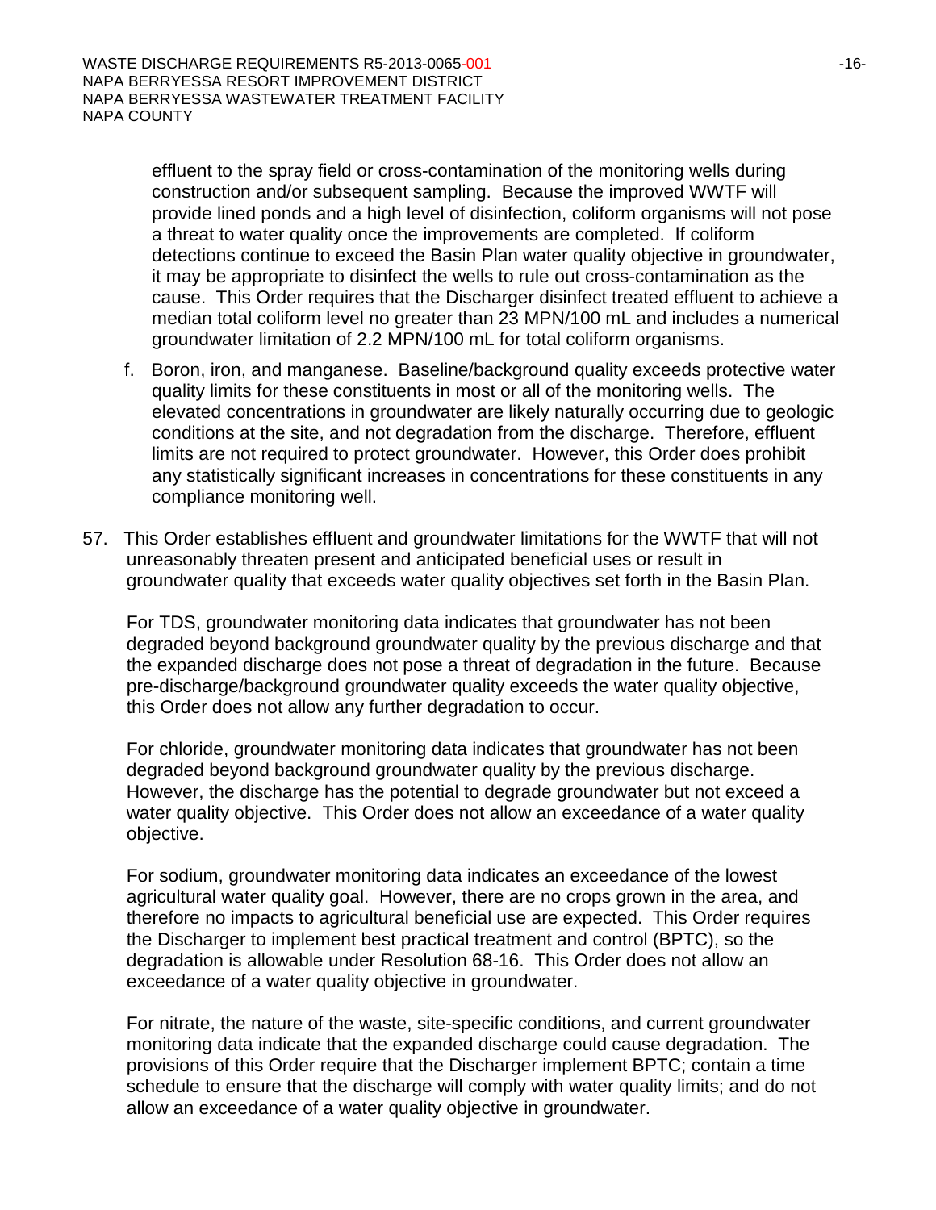effluent to the spray field or cross-contamination of the monitoring wells during construction and/or subsequent sampling. Because the improved WWTF will provide lined ponds and a high level of disinfection, coliform organisms will not pose a threat to water quality once the improvements are completed. If coliform detections continue to exceed the Basin Plan water quality objective in groundwater, it may be appropriate to disinfect the wells to rule out cross-contamination as the cause. This Order requires that the Discharger disinfect treated effluent to achieve a median total coliform level no greater than 23 MPN/100 mL and includes a numerical groundwater limitation of 2.2 MPN/100 mL for total coliform organisms.

f. Boron, iron, and manganese. Baseline/background quality exceeds protective water quality limits for these constituents in most or all of the monitoring wells. The elevated concentrations in groundwater are likely naturally occurring due to geologic conditions at the site, and not degradation from the discharge. Therefore, effluent limits are not required to protect groundwater. However, this Order does prohibit any statistically significant increases in concentrations for these constituents in any compliance monitoring well.

57. This Order establishes effluent and groundwater limitations for the WWTF that will not unreasonably threaten present and anticipated beneficial uses or result in groundwater quality that exceeds water quality objectives set forth in the Basin Plan.

For TDS, groundwater monitoring data indicates that groundwater has not been degraded beyond background groundwater quality by the previous discharge and that the expanded discharge does not pose a threat of degradation in the future. Because pre-discharge/background groundwater quality exceeds the water quality objective, this Order does not allow any further degradation to occur.

For chloride, groundwater monitoring data indicates that groundwater has not been degraded beyond background groundwater quality by the previous discharge. However, the discharge has the potential to degrade groundwater but not exceed a water quality objective. This Order does not allow an exceedance of a water quality objective.

For sodium, groundwater monitoring data indicates an exceedance of the lowest agricultural water quality goal. However, there are no crops grown in the area, and therefore no impacts to agricultural beneficial use are expected. This Order requires the Discharger to implement best practical treatment and control (BPTC), so the degradation is allowable under Resolution 68-16. This Order does not allow an exceedance of a water quality objective in groundwater.

For nitrate, the nature of the waste, site-specific conditions, and current groundwater monitoring data indicate that the expanded discharge could cause degradation. The provisions of this Order require that the Discharger implement BPTC; contain a time schedule to ensure that the discharge will comply with water quality limits; and do not allow an exceedance of a water quality objective in groundwater.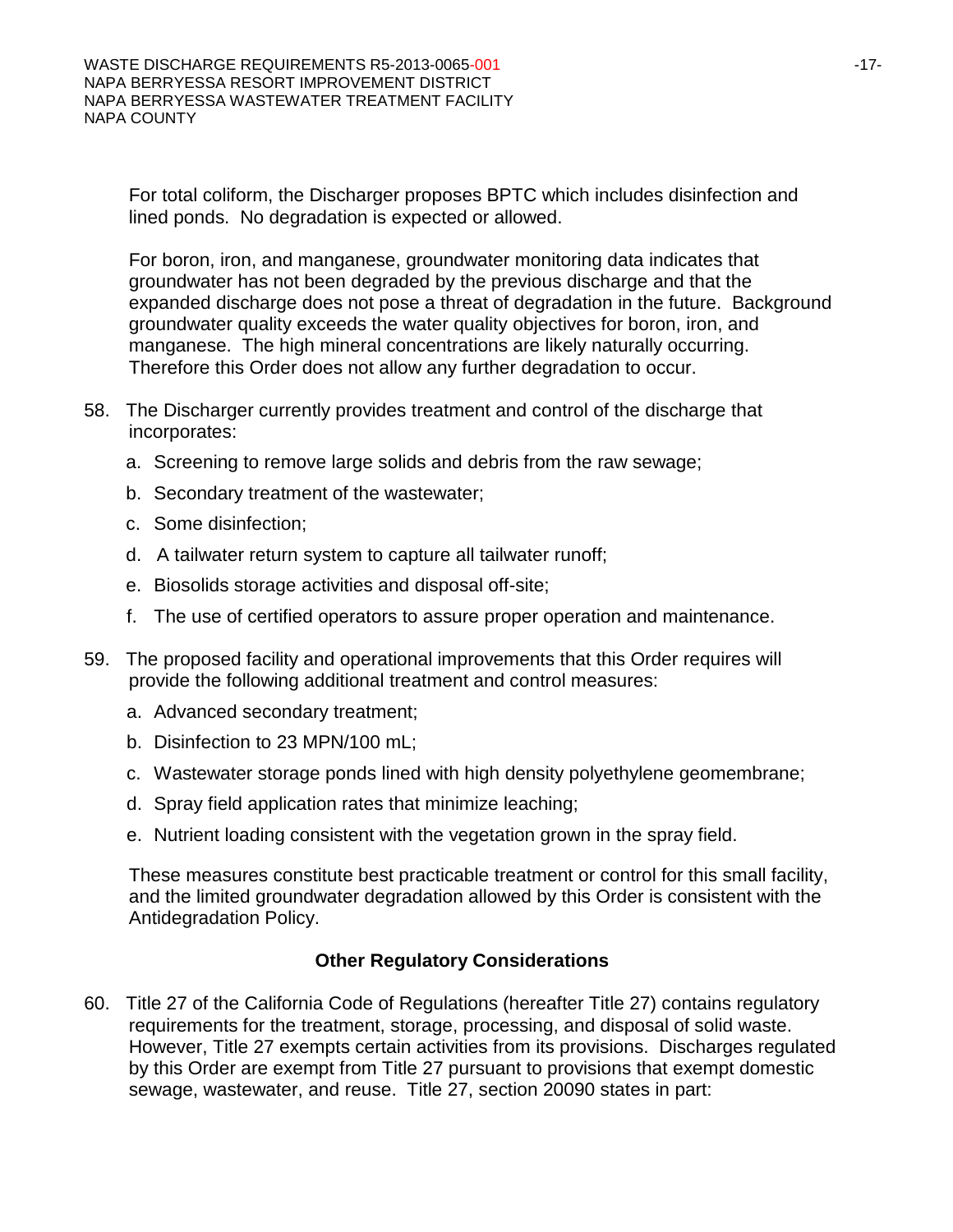For total coliform, the Discharger proposes BPTC which includes disinfection and lined ponds. No degradation is expected or allowed.

For boron, iron, and manganese, groundwater monitoring data indicates that groundwater has not been degraded by the previous discharge and that the expanded discharge does not pose a threat of degradation in the future. Background groundwater quality exceeds the water quality objectives for boron, iron, and manganese. The high mineral concentrations are likely naturally occurring. Therefore this Order does not allow any further degradation to occur.

58. The Discharger currently provides treatment and control of the discharge that incorporates:

    a. Screening to remove large solids and debris from the raw sewage;

    b. Secondary treatment of the wastewater;

    c. Some disinfection;

    d. A tailwater return system to capture all tailwater runoff;

    e. Biosolids storage activities and disposal off-site;

    f. The use of certified operators to assure proper operation and maintenance.

59. The proposed facility and operational improvements that this Order requires will provide the following additional treatment and control measures:

    a. Advanced secondary treatment;

    b. Disinfection to 23 MPN/100 mL;

    c. Wastewater storage ponds lined with high density polyethylene geomembrane;

    d. Spray field application rates that minimize leaching;

    e. Nutrient loading consistent with the vegetation grown in the spray field.

    These measures constitute best practicable treatment or control for this small facility, and the limited groundwater degradation allowed by this Order is consistent with the Antidegradation Policy.

**Other Regulatory Considerations**

60. Title 27 of the California Code of Regulations (hereafter Title 27) contains regulatory requirements for the treatment, storage, processing, and disposal of solid waste. However, Title 27 exempts certain activities from its provisions. Discharges regulated by this Order are exempt from Title 27 pursuant to provisions that exempt domestic sewage, wastewater, and reuse. Title 27, section 20090 states in part: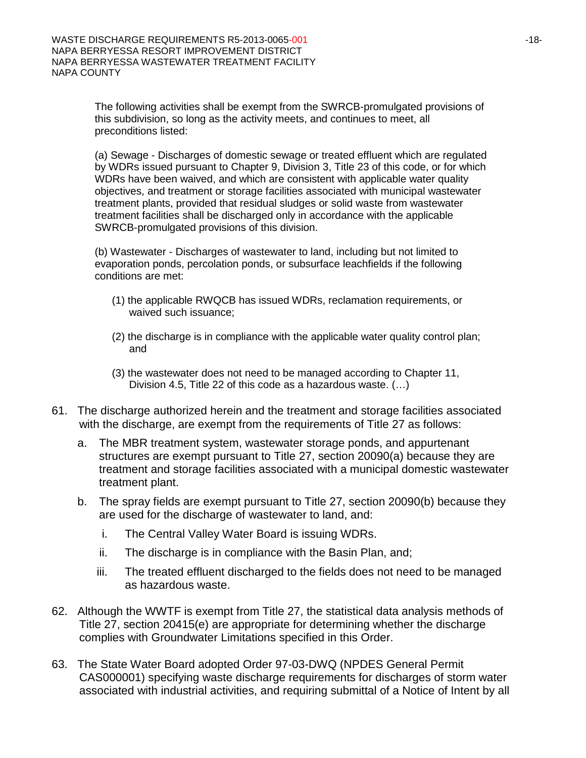The following activities shall be exempt from the SWRCB-promulgated provisions of this subdivision, so long as the activity meets, and continues to meet, all preconditions listed:

(a) Sewage - Discharges of domestic sewage or treated effluent which are regulated by WDRs issued pursuant to Chapter 9, Division 3, Title 23 of this code, or for which WDRs have been waived, and which are consistent with applicable water quality objectives, and treatment or storage facilities associated with municipal wastewater treatment plants, provided that residual sludges or solid waste from wastewater treatment facilities shall be discharged only in accordance with the applicable SWRCB-promulgated provisions of this division.

(b) Wastewater - Discharges of wastewater to land, including but not limited to evaporation ponds, percolation ponds, or subsurface leachfields if the following conditions are met:

(1) the applicable RWQCB has issued WDRs, reclamation requirements, or waived such issuance;

(2) the discharge is in compliance with the applicable water quality control plan; and

(3) the wastewater does not need to be managed according to Chapter 11, Division 4.5, Title 22 of this code as a hazardous waste. (…)

61. The discharge authorized herein and the treatment and storage facilities associated with the discharge, are exempt from the requirements of Title 27 as follows:

    a. The MBR treatment system, wastewater storage ponds, and appurtenant structures are exempt pursuant to Title 27, section 20090(a) because they are treatment and storage facilities associated with a municipal domestic wastewater treatment plant.

    b. The spray fields are exempt pursuant to Title 27, section 20090(b) because they are used for the discharge of wastewater to land, and:

        i. The Central Valley Water Board is issuing WDRs.

        ii. The discharge is in compliance with the Basin Plan, and;

        iii. The treated effluent discharged to the fields does not need to be managed as hazardous waste.

62. Although the WWTF is exempt from Title 27, the statistical data analysis methods of Title 27, section 20415(e) are appropriate for determining whether the discharge complies with Groundwater Limitations specified in this Order.

63. The State Water Board adopted Order 97-03-DWQ (NPDES General Permit CAS000001) specifying waste discharge requirements for discharges of storm water associated with industrial activities, and requiring submittal of a Notice of Intent by all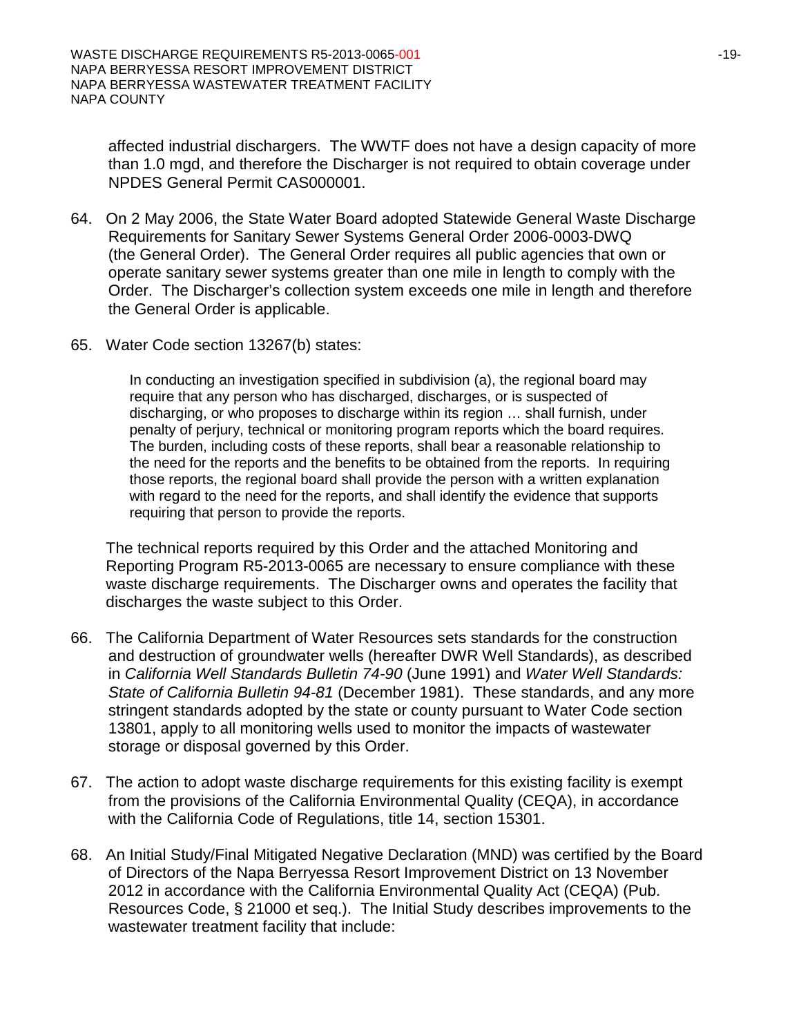affected industrial dischargers. The WWTF does not have a design capacity of more than 1.0 mgd, and therefore the Discharger is not required to obtain coverage under NPDES General Permit CAS000001.

64. On 2 May 2006, the State Water Board adopted Statewide General Waste Discharge Requirements for Sanitary Sewer Systems General Order 2006-0003-DWQ (the General Order). The General Order requires all public agencies that own or operate sanitary sewer systems greater than one mile in length to comply with the Order. The Discharger's collection system exceeds one mile in length and therefore the General Order is applicable.

65. Water Code section 13267(b) states:

> In conducting an investigation specified in subdivision (a), the regional board may require that any person who has discharged, discharges, or is suspected of discharging, or who proposes to discharge within its region … shall furnish, under penalty of perjury, technical or monitoring program reports which the board requires. The burden, including costs of these reports, shall bear a reasonable relationship to the need for the reports and the benefits to be obtained from the reports. In requiring those reports, the regional board shall provide the person with a written explanation with regard to the need for the reports, and shall identify the evidence that supports requiring that person to provide the reports.

The technical reports required by this Order and the attached Monitoring and Reporting Program R5-2013-0065 are necessary to ensure compliance with these waste discharge requirements. The Discharger owns and operates the facility that discharges the waste subject to this Order.

66. The California Department of Water Resources sets standards for the construction and destruction of groundwater wells (hereafter DWR Well Standards), as described in *California Well Standards Bulletin 74-90* (June 1991) and *Water Well Standards: State of California Bulletin 94-81* (December 1981). These standards, and any more stringent standards adopted by the state or county pursuant to Water Code section 13801, apply to all monitoring wells used to monitor the impacts of wastewater storage or disposal governed by this Order.

67. The action to adopt waste discharge requirements for this existing facility is exempt from the provisions of the California Environmental Quality (CEQA), in accordance with the California Code of Regulations, title 14, section 15301.

68. An Initial Study/Final Mitigated Negative Declaration (MND) was certified by the Board of Directors of the Napa Berryessa Resort Improvement District on 13 November 2012 in accordance with the California Environmental Quality Act (CEQA) (Pub. Resources Code, § 21000 et seq.). The Initial Study describes improvements to the wastewater treatment facility that include: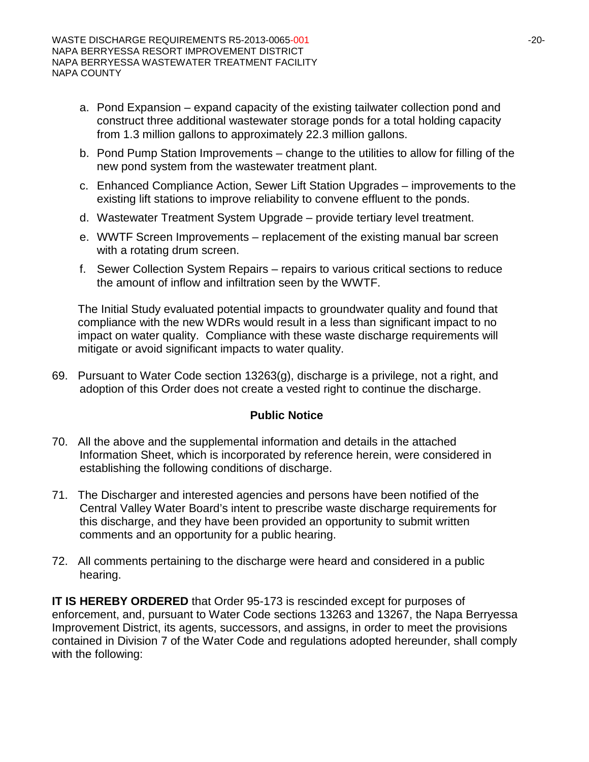a. Pond Expansion – expand capacity of the existing tailwater collection pond and construct three additional wastewater storage ponds for a total holding capacity from 1.3 million gallons to approximately 22.3 million gallons.

b. Pond Pump Station Improvements – change to the utilities to allow for filling of the new pond system from the wastewater treatment plant.

c. Enhanced Compliance Action, Sewer Lift Station Upgrades – improvements to the existing lift stations to improve reliability to convene effluent to the ponds.

d. Wastewater Treatment System Upgrade – provide tertiary level treatment.

e. WWTF Screen Improvements – replacement of the existing manual bar screen with a rotating drum screen.

f. Sewer Collection System Repairs – repairs to various critical sections to reduce the amount of inflow and infiltration seen by the WWTF.

The Initial Study evaluated potential impacts to groundwater quality and found that compliance with the new WDRs would result in a less than significant impact to no impact on water quality. Compliance with these waste discharge requirements will mitigate or avoid significant impacts to water quality.

69. Pursuant to Water Code section 13263(g), discharge is a privilege, not a right, and adoption of this Order does not create a vested right to continue the discharge.

## Public Notice

70. All the above and the supplemental information and details in the attached Information Sheet, which is incorporated by reference herein, were considered in establishing the following conditions of discharge.

71. The Discharger and interested agencies and persons have been notified of the Central Valley Water Board's intent to prescribe waste discharge requirements for this discharge, and they have been provided an opportunity to submit written comments and an opportunity for a public hearing.

72. All comments pertaining to the discharge were heard and considered in a public hearing.

**IT IS HEREBY ORDERED** that Order 95-173 is rescinded except for purposes of enforcement, and, pursuant to Water Code sections 13263 and 13267, the Napa Berryessa Improvement District, its agents, successors, and assigns, in order to meet the provisions contained in Division 7 of the Water Code and regulations adopted hereunder, shall comply with the following: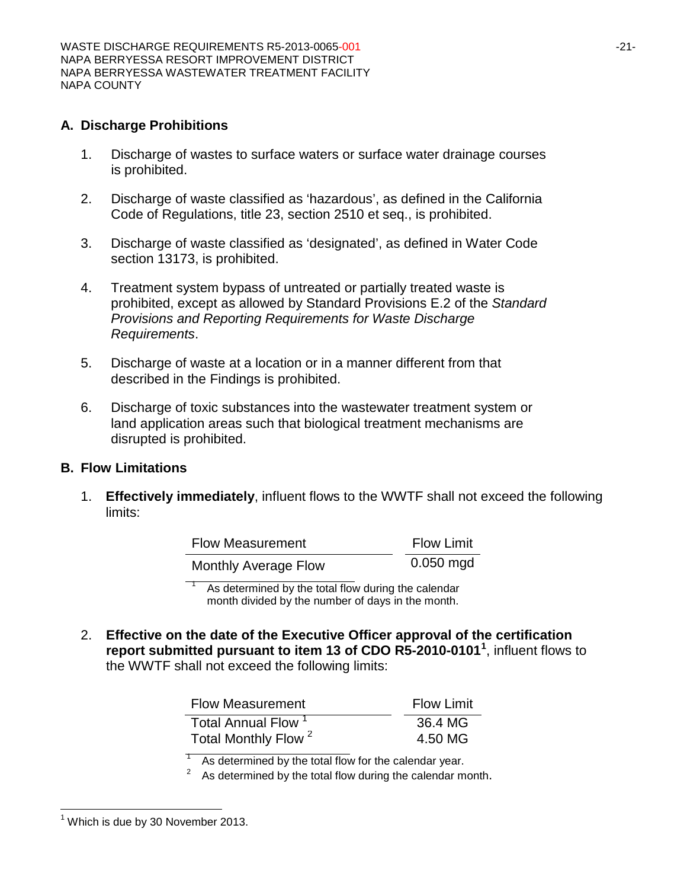## A. Discharge Prohibitions

1. Discharge of wastes to surface waters or surface water drainage courses is prohibited.

2. Discharge of waste classified as 'hazardous', as defined in the California Code of Regulations, title 23, section 2510 et seq., is prohibited.

3. Discharge of waste classified as 'designated', as defined in Water Code section 13173, is prohibited.

4. Treatment system bypass of untreated or partially treated waste is prohibited, except as allowed by Standard Provisions E.2 of the *Standard Provisions and Reporting Requirements for Waste Discharge Requirements*.

5. Discharge of waste at a location or in a manner different from that described in the Findings is prohibited.

6. Discharge of toxic substances into the wastewater treatment system or land application areas such that biological treatment mechanisms are disrupted is prohibited.

## B. Flow Limitations

1. **Effectively immediately**, influent flows to the WWTF shall not exceed the following limits:

| Flow Measurement | Flow Limit |
|---|---|
| Monthly Average Flow | 0.050 mgd |

[1] As determined by the total flow during the calendar month divided by the number of days in the month.

2. **Effective on the date of the Executive Officer approval of the certification report submitted pursuant to item 13 of CDO R5-2010-0101**[1], influent flows to the WWTF shall not exceed the following limits:

| Flow Measurement | Flow Limit |
|---|---|
| Total Annual Flow [1] | 36.4 MG |
| Total Monthly Flow [2] | 4.50 MG |

[1] As determined by the total flow for the calendar year.

[2] As determined by the total flow during the calendar month.

---

[1] Which is due by 30 November 2013.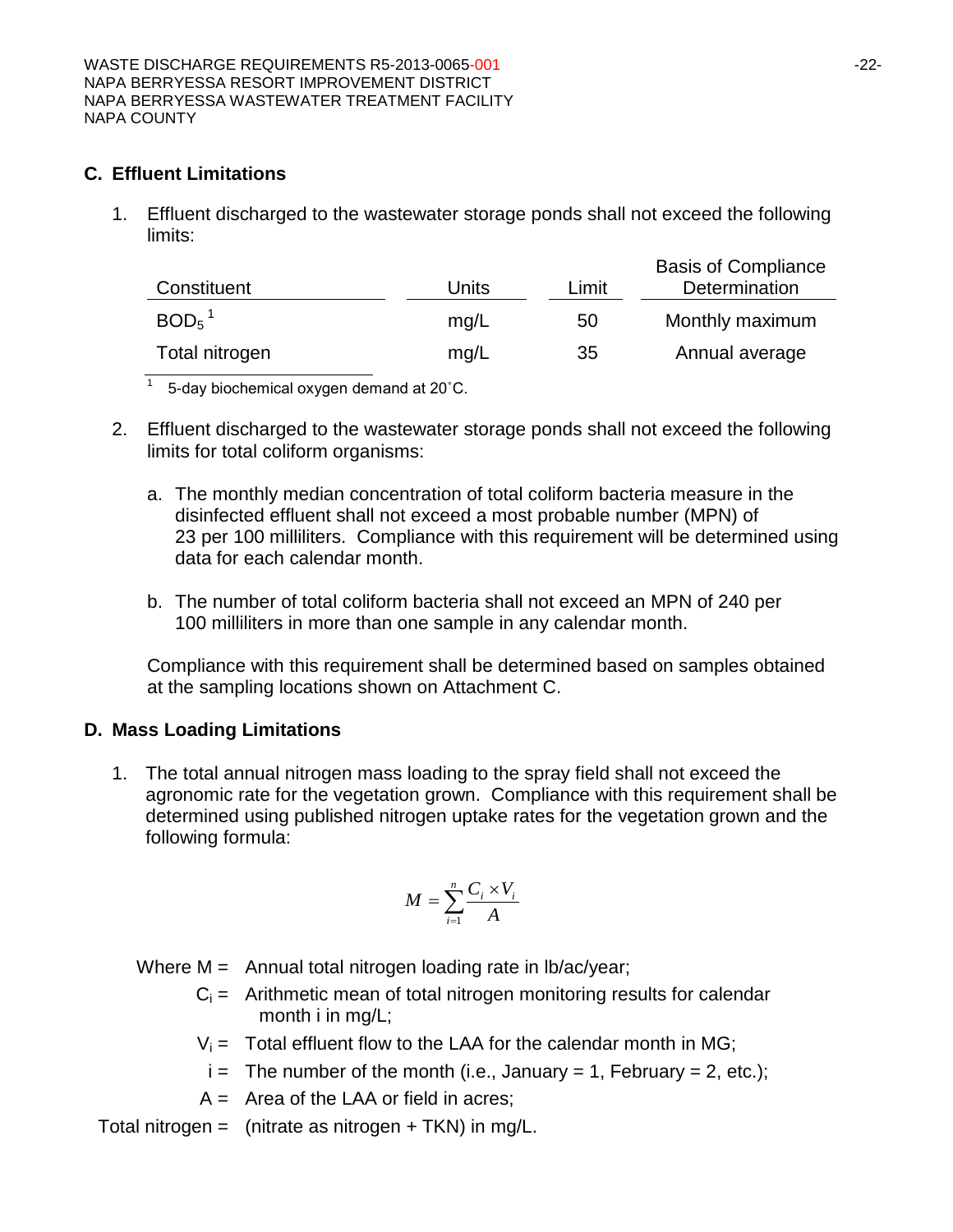## C. Effluent Limitations

1. Effluent discharged to the wastewater storage ponds shall not exceed the following limits:

| Constituent | Units | Limit | Basis of Compliance Determination |
|---|---|---|---|
| $BOD_5$ [1] | mg/L | 50 | Monthly maximum |
| Total nitrogen | mg/L | 35 | Annual average |

[1] 5-day biochemical oxygen demand at 20˚C.

2. Effluent discharged to the wastewater storage ponds shall not exceed the following limits for total coliform organisms:

   a. The monthly median concentration of total coliform bacteria measure in the disinfected effluent shall not exceed a most probable number (MPN) of 23 per 100 milliliters. Compliance with this requirement will be determined using data for each calendar month.

   b. The number of total coliform bacteria shall not exceed an MPN of 240 per 100 milliliters in more than one sample in any calendar month.

   Compliance with this requirement shall be determined based on samples obtained at the sampling locations shown on Attachment C.

## D. Mass Loading Limitations

1. The total annual nitrogen mass loading to the spray field shall not exceed the agronomic rate for the vegetation grown. Compliance with this requirement shall be determined using published nitrogen uptake rates for the vegetation grown and the following formula:

$$M = \sum_{i=1}^{n} \frac{C_i \times V_i}{A}$$

Where $M$ = Annual total nitrogen loading rate in lb/ac/year;

$C_i$ = Arithmetic mean of total nitrogen monitoring results for calendar month i in mg/L;

$V_i$ = Total effluent flow to the LAA for the calendar month in MG;

$i$ = The number of the month (i.e., January = 1, February = 2, etc.);

$A$ = Area of the LAA or field in acres;

Total nitrogen = (nitrate as nitrogen + TKN) in mg/L.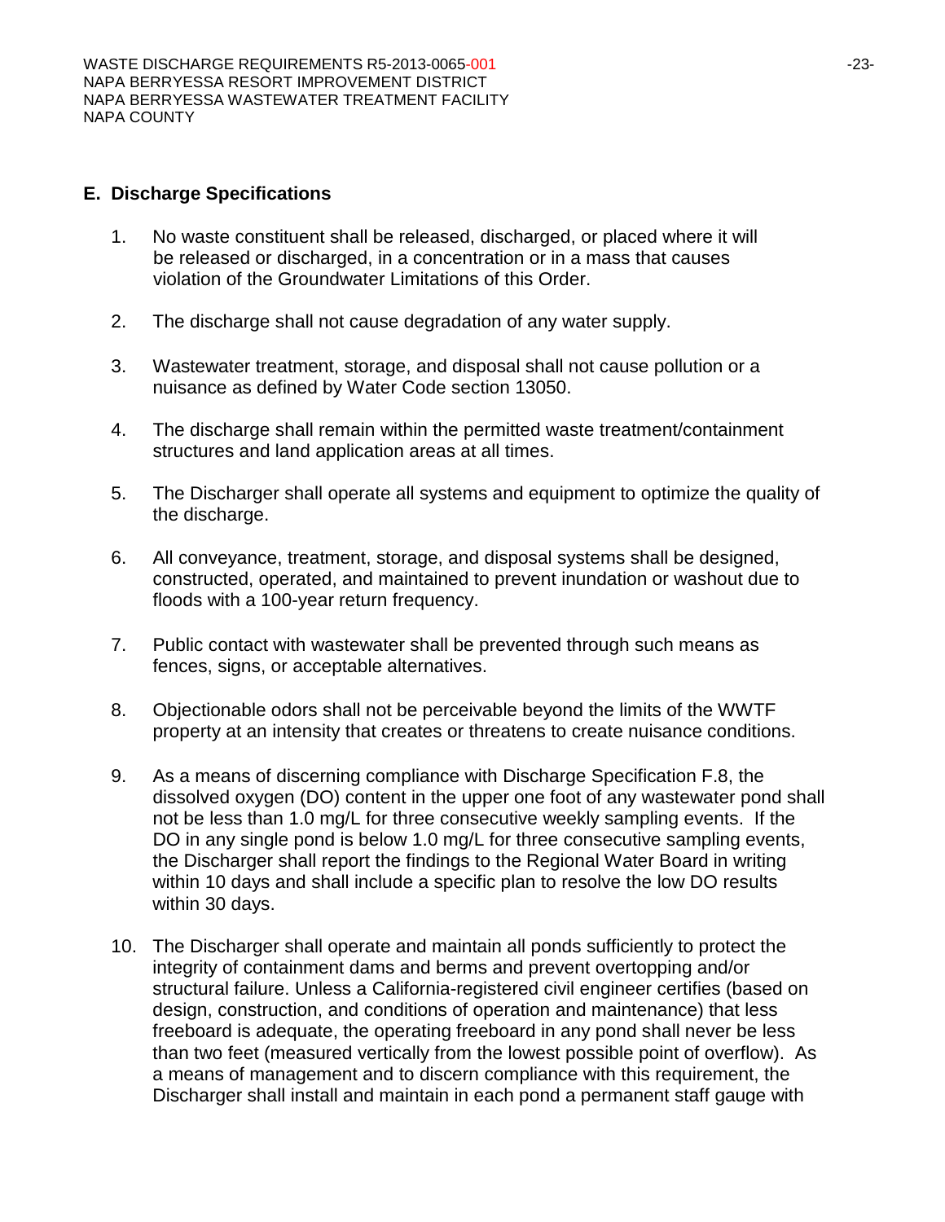## E. Discharge Specifications

1. No waste constituent shall be released, discharged, or placed where it will be released or discharged, in a concentration or in a mass that causes violation of the Groundwater Limitations of this Order.

2. The discharge shall not cause degradation of any water supply.

3. Wastewater treatment, storage, and disposal shall not cause pollution or a nuisance as defined by Water Code section 13050.

4. The discharge shall remain within the permitted waste treatment/containment structures and land application areas at all times.

5. The Discharger shall operate all systems and equipment to optimize the quality of the discharge.

6. All conveyance, treatment, storage, and disposal systems shall be designed, constructed, operated, and maintained to prevent inundation or washout due to floods with a 100-year return frequency.

7. Public contact with wastewater shall be prevented through such means as fences, signs, or acceptable alternatives.

8. Objectionable odors shall not be perceivable beyond the limits of the WWTF property at an intensity that creates or threatens to create nuisance conditions.

9. As a means of discerning compliance with Discharge Specification F.8, the dissolved oxygen (DO) content in the upper one foot of any wastewater pond shall not be less than 1.0 mg/L for three consecutive weekly sampling events. If the DO in any single pond is below 1.0 mg/L for three consecutive sampling events, the Discharger shall report the findings to the Regional Water Board in writing within 10 days and shall include a specific plan to resolve the low DO results within 30 days.

10. The Discharger shall operate and maintain all ponds sufficiently to protect the integrity of containment dams and berms and prevent overtopping and/or structural failure. Unless a California-registered civil engineer certifies (based on design, construction, and conditions of operation and maintenance) that less freeboard is adequate, the operating freeboard in any pond shall never be less than two feet (measured vertically from the lowest possible point of overflow). As a means of management and to discern compliance with this requirement, the Discharger shall install and maintain in each pond a permanent staff gauge with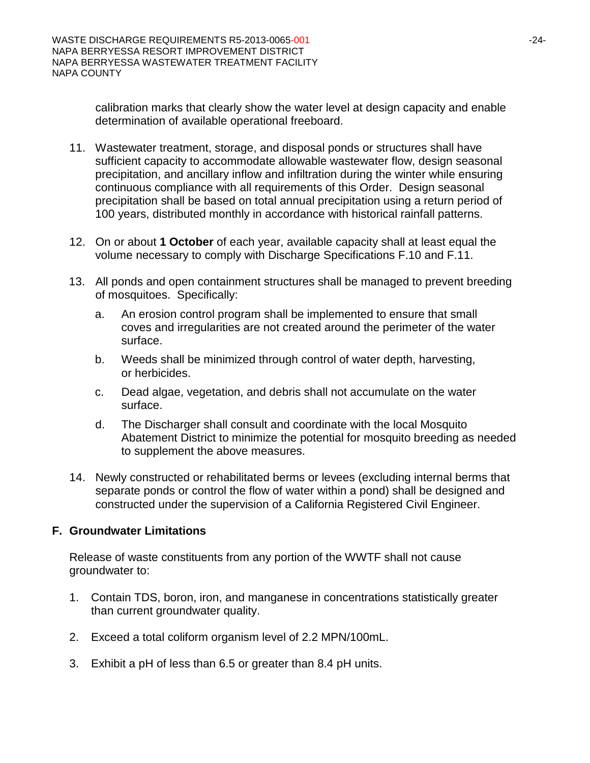calibration marks that clearly show the water level at design capacity and enable determination of available operational freeboard.

11. Wastewater treatment, storage, and disposal ponds or structures shall have sufficient capacity to accommodate allowable wastewater flow, design seasonal precipitation, and ancillary inflow and infiltration during the winter while ensuring continuous compliance with all requirements of this Order. Design seasonal precipitation shall be based on total annual precipitation using a return period of 100 years, distributed monthly in accordance with historical rainfall patterns.

12. On or about **1 October** of each year, available capacity shall at least equal the volume necessary to comply with Discharge Specifications F.10 and F.11.

13. All ponds and open containment structures shall be managed to prevent breeding of mosquitoes. Specifically:

    a. An erosion control program shall be implemented to ensure that small coves and irregularities are not created around the perimeter of the water surface.

    b. Weeds shall be minimized through control of water depth, harvesting, or herbicides.

    c. Dead algae, vegetation, and debris shall not accumulate on the water surface.

    d. The Discharger shall consult and coordinate with the local Mosquito Abatement District to minimize the potential for mosquito breeding as needed to supplement the above measures.

14. Newly constructed or rehabilitated berms or levees (excluding internal berms that separate ponds or control the flow of water within a pond) shall be designed and constructed under the supervision of a California Registered Civil Engineer.

## F. Groundwater Limitations

Release of waste constituents from any portion of the WWTF shall not cause groundwater to:

1. Contain TDS, boron, iron, and manganese in concentrations statistically greater than current groundwater quality.

2. Exceed a total coliform organism level of 2.2 MPN/100mL.

3. Exhibit a pH of less than 6.5 or greater than 8.4 pH units.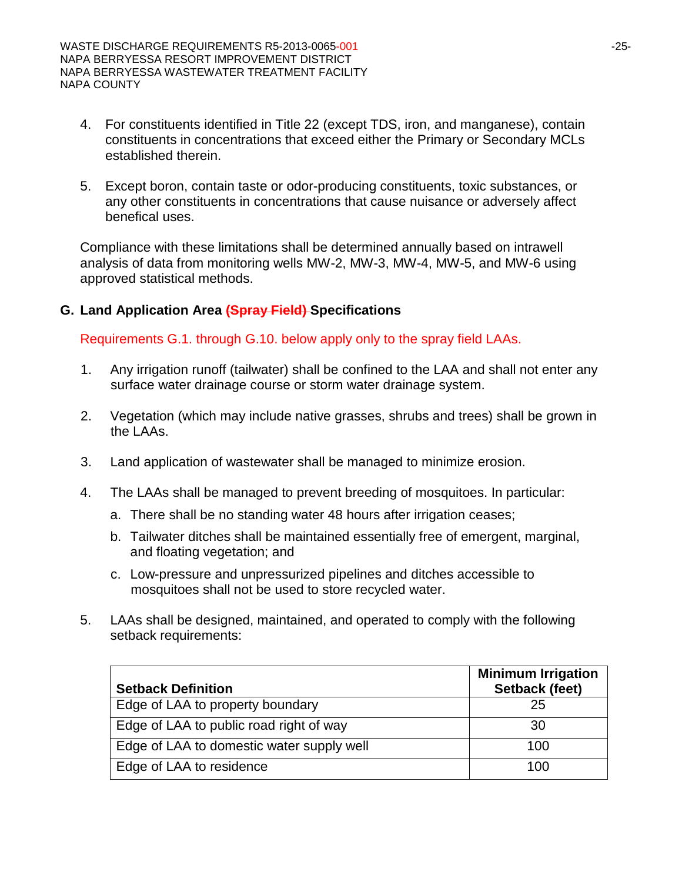4. For constituents identified in Title 22 (except TDS, iron, and manganese), contain constituents in concentrations that exceed either the Primary or Secondary MCLs established therein.

5. Except boron, contain taste or odor-producing constituents, toxic substances, or any other constituents in concentrations that cause nuisance or adversely affect benefical uses.

Compliance with these limitations shall be determined annually based on intrawell analysis of data from monitoring wells MW-2, MW-3, MW-4, MW-5, and MW-6 using approved statistical methods.

## G. Land Application Area ~~(Spray Field)~~ Specifications

Requirements G.1. through G.10. below apply only to the spray field LAAs.

1. Any irrigation runoff (tailwater) shall be confined to the LAA and shall not enter any surface water drainage course or storm water drainage system.

2. Vegetation (which may include native grasses, shrubs and trees) shall be grown in the LAAs.

3. Land application of wastewater shall be managed to minimize erosion.

4. The LAAs shall be managed to prevent breeding of mosquitoes. In particular:
   a. There shall be no standing water 48 hours after irrigation ceases;
   b. Tailwater ditches shall be maintained essentially free of emergent, marginal, and floating vegetation; and
   c. Low-pressure and unpressurized pipelines and ditches accessible to mosquitoes shall not be used to store recycled water.

5. LAAs shall be designed, maintained, and operated to comply with the following setback requirements:

| Setback Definition | Minimum Irrigation Setback (feet) |
|---|---|
| Edge of LAA to property boundary | 25 |
| Edge of LAA to public road right of way | 30 |
| Edge of LAA to domestic water supply well | 100 |
| Edge of LAA to residence | 100 |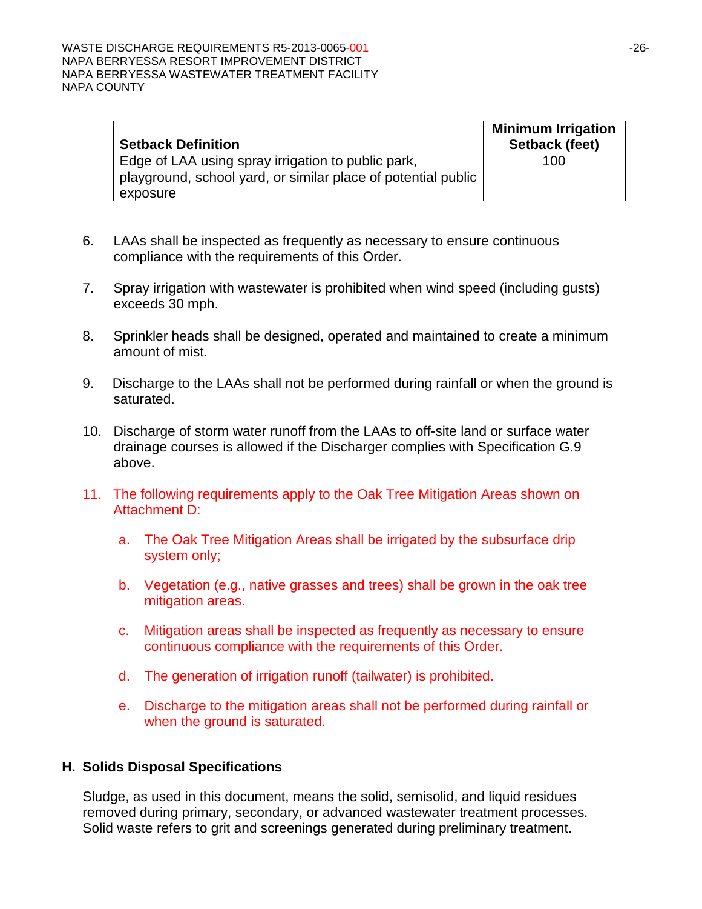| Setback Definition | Minimum Irrigation Setback (feet) |
|---|---|
| Edge of LAA using spray irrigation to public park, playground, school yard, or similar place of potential public exposure | 100 |

6. LAAs shall be inspected as frequently as necessary to ensure continuous compliance with the requirements of this Order.

7. Spray irrigation with wastewater is prohibited when wind speed (including gusts) exceeds 30 mph.

8. Sprinkler heads shall be designed, operated and maintained to create a minimum amount of mist.

9. Discharge to the LAAs shall not be performed during rainfall or when the ground is saturated.

10. Discharge of storm water runoff from the LAAs to off-site land or surface water drainage courses is allowed if the Discharger complies with Specification G.9 above.

11. The following requirements apply to the Oak Tree Mitigation Areas shown on Attachment D:

    a. The Oak Tree Mitigation Areas shall be irrigated by the subsurface drip system only;

    b. Vegetation (e.g., native grasses and trees) shall be grown in the oak tree mitigation areas.

    c. Mitigation areas shall be inspected as frequently as necessary to ensure continuous compliance with the requirements of this Order.

    d. The generation of irrigation runoff (tailwater) is prohibited.

    e. Discharge to the mitigation areas shall not be performed during rainfall or when the ground is saturated.

## H. Solids Disposal Specifications

Sludge, as used in this document, means the solid, semisolid, and liquid residues removed during primary, secondary, or advanced wastewater treatment processes. Solid waste refers to grit and screenings generated during preliminary treatment.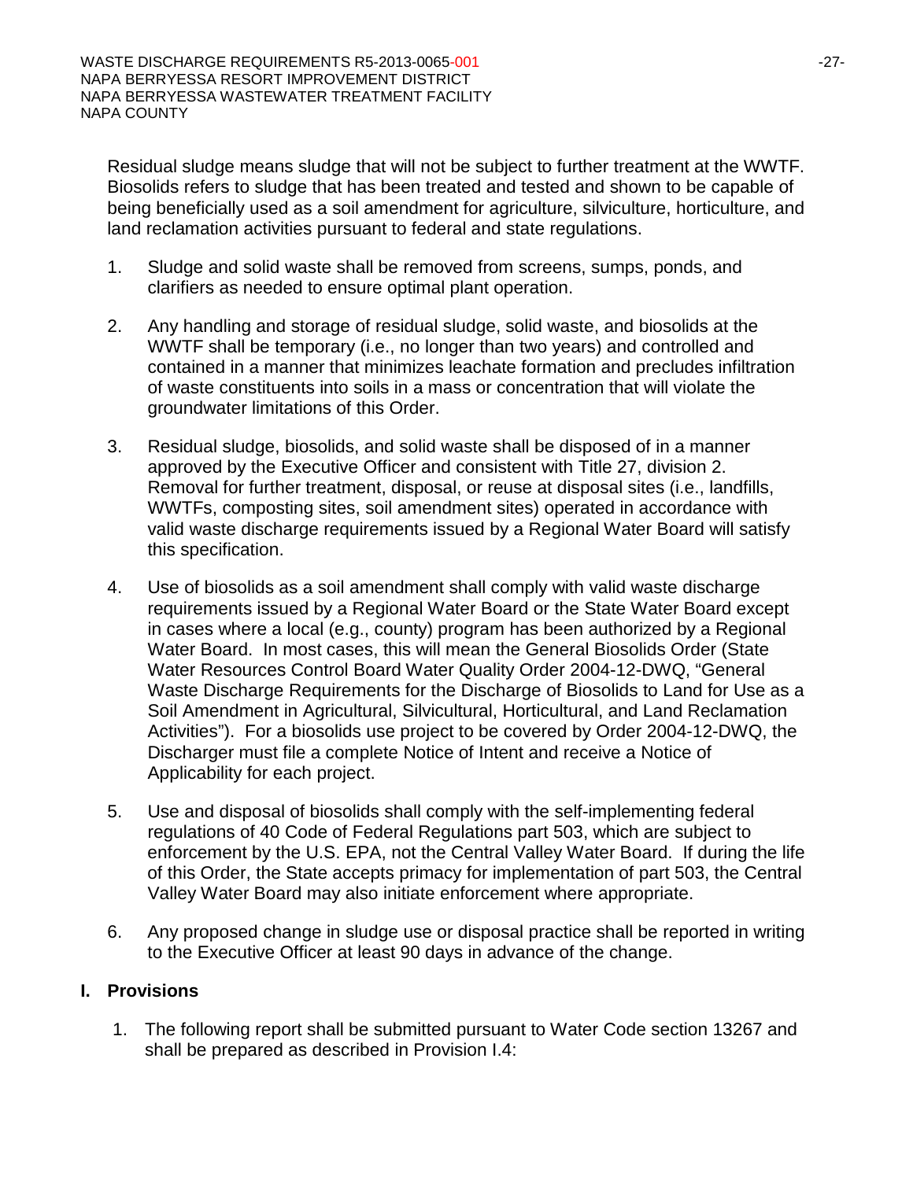Residual sludge means sludge that will not be subject to further treatment at the WWTF. Biosolids refers to sludge that has been treated and tested and shown to be capable of being beneficially used as a soil amendment for agriculture, silviculture, horticulture, and land reclamation activities pursuant to federal and state regulations.

1. Sludge and solid waste shall be removed from screens, sumps, ponds, and clarifiers as needed to ensure optimal plant operation.

2. Any handling and storage of residual sludge, solid waste, and biosolids at the WWTF shall be temporary (i.e., no longer than two years) and controlled and contained in a manner that minimizes leachate formation and precludes infiltration of waste constituents into soils in a mass or concentration that will violate the groundwater limitations of this Order.

3. Residual sludge, biosolids, and solid waste shall be disposed of in a manner approved by the Executive Officer and consistent with Title 27, division 2. Removal for further treatment, disposal, or reuse at disposal sites (i.e., landfills, WWTFs, composting sites, soil amendment sites) operated in accordance with valid waste discharge requirements issued by a Regional Water Board will satisfy this specification.

4. Use of biosolids as a soil amendment shall comply with valid waste discharge requirements issued by a Regional Water Board or the State Water Board except in cases where a local (e.g., county) program has been authorized by a Regional Water Board. In most cases, this will mean the General Biosolids Order (State Water Resources Control Board Water Quality Order 2004-12-DWQ, "General Waste Discharge Requirements for the Discharge of Biosolids to Land for Use as a Soil Amendment in Agricultural, Silvicultural, Horticultural, and Land Reclamation Activities"). For a biosolids use project to be covered by Order 2004-12-DWQ, the Discharger must file a complete Notice of Intent and receive a Notice of Applicability for each project.

5. Use and disposal of biosolids shall comply with the self-implementing federal regulations of 40 Code of Federal Regulations part 503, which are subject to enforcement by the U.S. EPA, not the Central Valley Water Board. If during the life of this Order, the State accepts primacy for implementation of part 503, the Central Valley Water Board may also initiate enforcement where appropriate.

6. Any proposed change in sludge use or disposal practice shall be reported in writing to the Executive Officer at least 90 days in advance of the change.

## I. Provisions

1. The following report shall be submitted pursuant to Water Code section 13267 and shall be prepared as described in Provision I.4: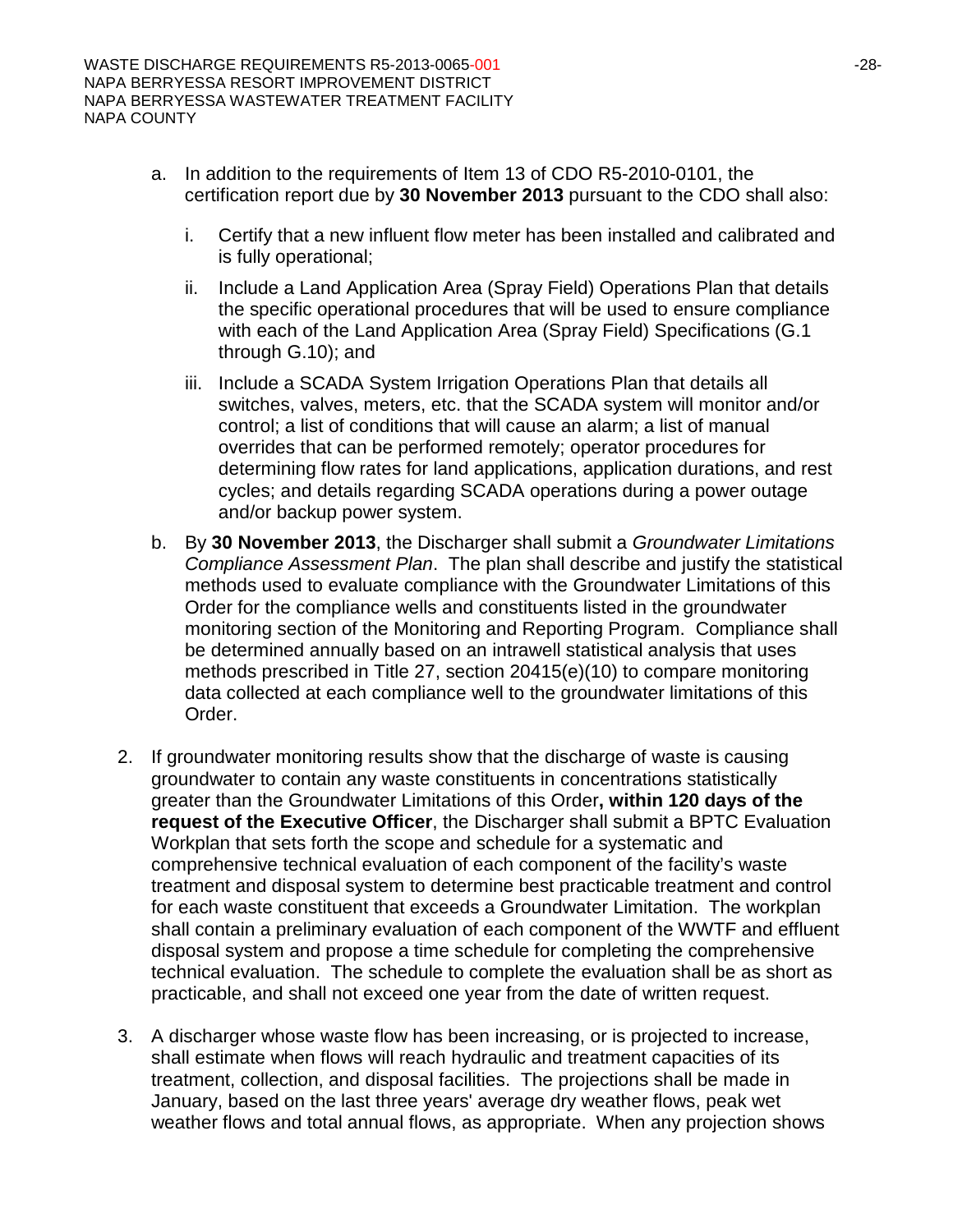a. In addition to the requirements of Item 13 of CDO R5-2010-0101, the certification report due by **30 November 2013** pursuant to the CDO shall also:

   i. Certify that a new influent flow meter has been installed and calibrated and is fully operational;

   ii. Include a Land Application Area (Spray Field) Operations Plan that details the specific operational procedures that will be used to ensure compliance with each of the Land Application Area (Spray Field) Specifications (G.1 through G.10); and

   iii. Include a SCADA System Irrigation Operations Plan that details all switches, valves, meters, etc. that the SCADA system will monitor and/or control; a list of conditions that will cause an alarm; a list of manual overrides that can be performed remotely; operator procedures for determining flow rates for land applications, application durations, and rest cycles; and details regarding SCADA operations during a power outage and/or backup power system.

b. By **30 November 2013**, the Discharger shall submit a *Groundwater Limitations Compliance Assessment Plan*. The plan shall describe and justify the statistical methods used to evaluate compliance with the Groundwater Limitations of this Order for the compliance wells and constituents listed in the groundwater monitoring section of the Monitoring and Reporting Program. Compliance shall be determined annually based on an intrawell statistical analysis that uses methods prescribed in Title 27, section 20415(e)(10) to compare monitoring data collected at each compliance well to the groundwater limitations of this Order.

2. If groundwater monitoring results show that the discharge of waste is causing groundwater to contain any waste constituents in concentrations statistically greater than the Groundwater Limitations of this Order**, within 120 days of the request of the Executive Officer**, the Discharger shall submit a BPTC Evaluation Workplan that sets forth the scope and schedule for a systematic and comprehensive technical evaluation of each component of the facility's waste treatment and disposal system to determine best practicable treatment and control for each waste constituent that exceeds a Groundwater Limitation. The workplan shall contain a preliminary evaluation of each component of the WWTF and effluent disposal system and propose a time schedule for completing the comprehensive technical evaluation. The schedule to complete the evaluation shall be as short as practicable, and shall not exceed one year from the date of written request.

3. A discharger whose waste flow has been increasing, or is projected to increase, shall estimate when flows will reach hydraulic and treatment capacities of its treatment, collection, and disposal facilities. The projections shall be made in January, based on the last three years' average dry weather flows, peak wet weather flows and total annual flows, as appropriate. When any projection shows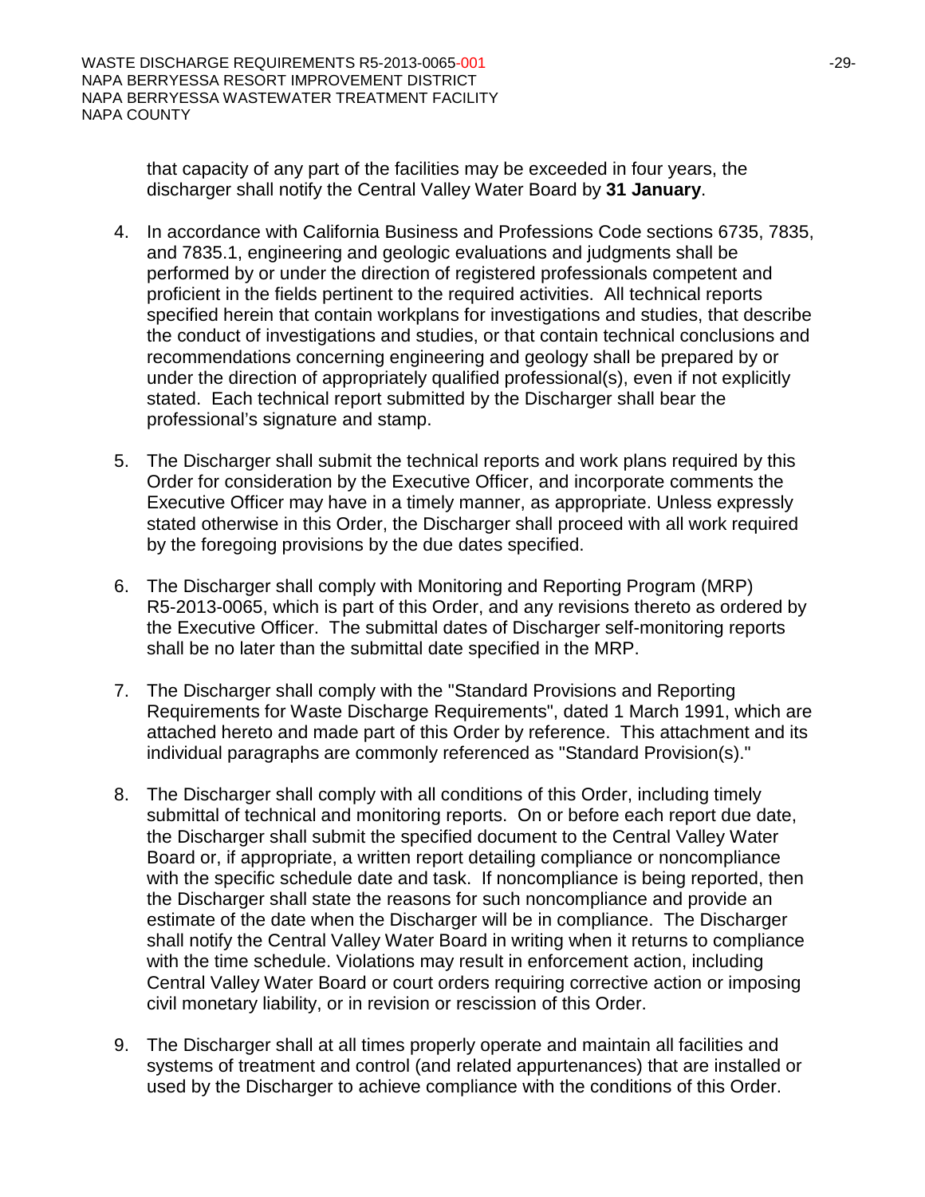that capacity of any part of the facilities may be exceeded in four years, the discharger shall notify the Central Valley Water Board by **31 January**.

4. In accordance with California Business and Professions Code sections 6735, 7835, and 7835.1, engineering and geologic evaluations and judgments shall be performed by or under the direction of registered professionals competent and proficient in the fields pertinent to the required activities. All technical reports specified herein that contain workplans for investigations and studies, that describe the conduct of investigations and studies, or that contain technical conclusions and recommendations concerning engineering and geology shall be prepared by or under the direction of appropriately qualified professional(s), even if not explicitly stated. Each technical report submitted by the Discharger shall bear the professional's signature and stamp.

5. The Discharger shall submit the technical reports and work plans required by this Order for consideration by the Executive Officer, and incorporate comments the Executive Officer may have in a timely manner, as appropriate. Unless expressly stated otherwise in this Order, the Discharger shall proceed with all work required by the foregoing provisions by the due dates specified.

6. The Discharger shall comply with Monitoring and Reporting Program (MRP) R5-2013-0065, which is part of this Order, and any revisions thereto as ordered by the Executive Officer. The submittal dates of Discharger self-monitoring reports shall be no later than the submittal date specified in the MRP.

7. The Discharger shall comply with the "Standard Provisions and Reporting Requirements for Waste Discharge Requirements", dated 1 March 1991, which are attached hereto and made part of this Order by reference. This attachment and its individual paragraphs are commonly referenced as "Standard Provision(s)."

8. The Discharger shall comply with all conditions of this Order, including timely submittal of technical and monitoring reports. On or before each report due date, the Discharger shall submit the specified document to the Central Valley Water Board or, if appropriate, a written report detailing compliance or noncompliance with the specific schedule date and task. If noncompliance is being reported, then the Discharger shall state the reasons for such noncompliance and provide an estimate of the date when the Discharger will be in compliance. The Discharger shall notify the Central Valley Water Board in writing when it returns to compliance with the time schedule. Violations may result in enforcement action, including Central Valley Water Board or court orders requiring corrective action or imposing civil monetary liability, or in revision or rescission of this Order.

9. The Discharger shall at all times properly operate and maintain all facilities and systems of treatment and control (and related appurtenances) that are installed or used by the Discharger to achieve compliance with the conditions of this Order.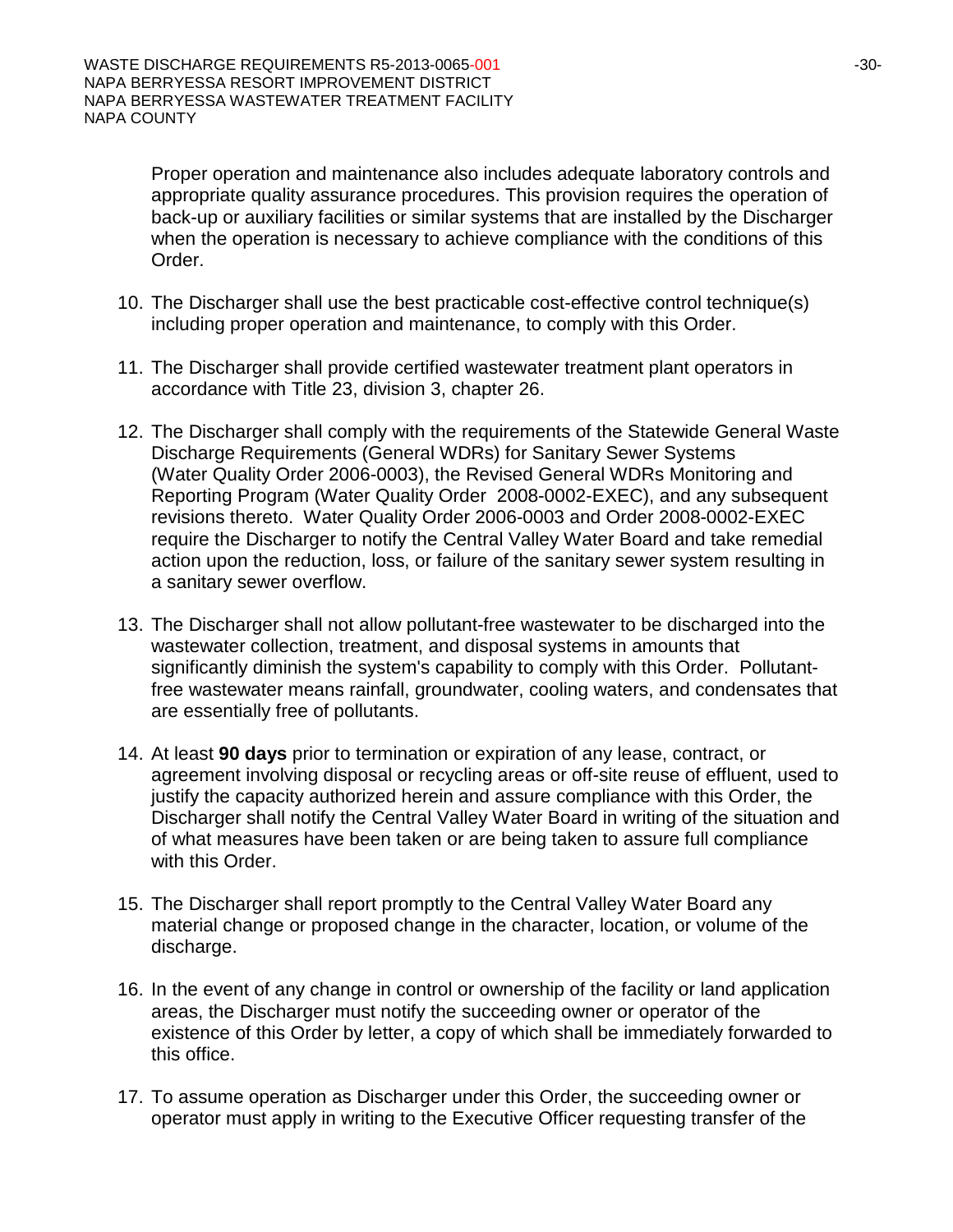Proper operation and maintenance also includes adequate laboratory controls and appropriate quality assurance procedures. This provision requires the operation of back-up or auxiliary facilities or similar systems that are installed by the Discharger when the operation is necessary to achieve compliance with the conditions of this Order.

10. The Discharger shall use the best practicable cost-effective control technique(s) including proper operation and maintenance, to comply with this Order.

11. The Discharger shall provide certified wastewater treatment plant operators in accordance with Title 23, division 3, chapter 26.

12. The Discharger shall comply with the requirements of the Statewide General Waste Discharge Requirements (General WDRs) for Sanitary Sewer Systems (Water Quality Order 2006-0003), the Revised General WDRs Monitoring and Reporting Program (Water Quality Order 2008-0002-EXEC), and any subsequent revisions thereto. Water Quality Order 2006-0003 and Order 2008-0002-EXEC require the Discharger to notify the Central Valley Water Board and take remedial action upon the reduction, loss, or failure of the sanitary sewer system resulting in a sanitary sewer overflow.

13. The Discharger shall not allow pollutant-free wastewater to be discharged into the wastewater collection, treatment, and disposal systems in amounts that significantly diminish the system's capability to comply with this Order. Pollutant-free wastewater means rainfall, groundwater, cooling waters, and condensates that are essentially free of pollutants.

14. At least **90 days** prior to termination or expiration of any lease, contract, or agreement involving disposal or recycling areas or off-site reuse of effluent, used to justify the capacity authorized herein and assure compliance with this Order, the Discharger shall notify the Central Valley Water Board in writing of the situation and of what measures have been taken or are being taken to assure full compliance with this Order.

15. The Discharger shall report promptly to the Central Valley Water Board any material change or proposed change in the character, location, or volume of the discharge.

16. In the event of any change in control or ownership of the facility or land application areas, the Discharger must notify the succeeding owner or operator of the existence of this Order by letter, a copy of which shall be immediately forwarded to this office.

17. To assume operation as Discharger under this Order, the succeeding owner or operator must apply in writing to the Executive Officer requesting transfer of the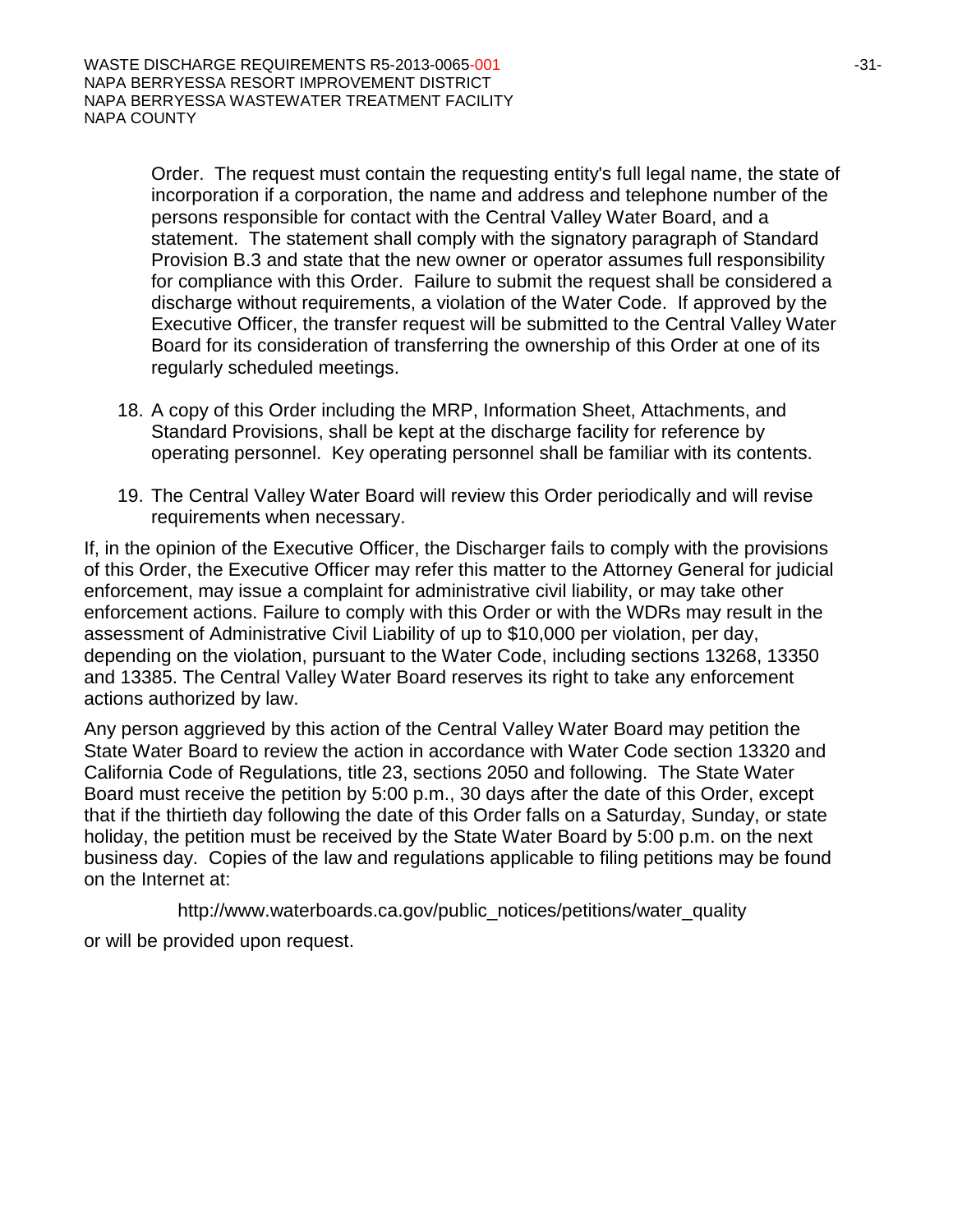Order. The request must contain the requesting entity's full legal name, the state of incorporation if a corporation, the name and address and telephone number of the persons responsible for contact with the Central Valley Water Board, and a statement. The statement shall comply with the signatory paragraph of Standard Provision B.3 and state that the new owner or operator assumes full responsibility for compliance with this Order. Failure to submit the request shall be considered a discharge without requirements, a violation of the Water Code. If approved by the Executive Officer, the transfer request will be submitted to the Central Valley Water Board for its consideration of transferring the ownership of this Order at one of its regularly scheduled meetings.

18. A copy of this Order including the MRP, Information Sheet, Attachments, and Standard Provisions, shall be kept at the discharge facility for reference by operating personnel. Key operating personnel shall be familiar with its contents.

19. The Central Valley Water Board will review this Order periodically and will revise requirements when necessary.

If, in the opinion of the Executive Officer, the Discharger fails to comply with the provisions of this Order, the Executive Officer may refer this matter to the Attorney General for judicial enforcement, may issue a complaint for administrative civil liability, or may take other enforcement actions. Failure to comply with this Order or with the WDRs may result in the assessment of Administrative Civil Liability of up to $10,000 per violation, per day, depending on the violation, pursuant to the Water Code, including sections 13268, 13350 and 13385. The Central Valley Water Board reserves its right to take any enforcement actions authorized by law.

Any person aggrieved by this action of the Central Valley Water Board may petition the State Water Board to review the action in accordance with Water Code section 13320 and California Code of Regulations, title 23, sections 2050 and following. The State Water Board must receive the petition by 5:00 p.m., 30 days after the date of this Order, except that if the thirtieth day following the date of this Order falls on a Saturday, Sunday, or state holiday, the petition must be received by the State Water Board by 5:00 p.m. on the next business day. Copies of the law and regulations applicable to filing petitions may be found on the Internet at:

http://www.waterboards.ca.gov/public_notices/petitions/water_quality

or will be provided upon request.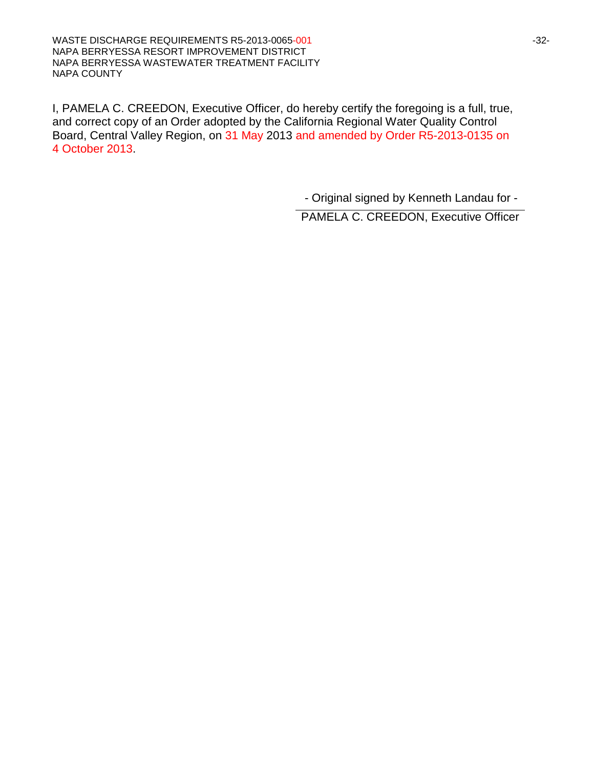I, PAMELA C. CREEDON, Executive Officer, do hereby certify the foregoing is a full, true, and correct copy of an Order adopted by the California Regional Water Quality Control Board, Central Valley Region, on 31 May 2013 and amended by Order R5-2013-0135 on 4 October 2013.

- Original signed by Kenneth Landau for -

PAMELA C. CREEDON, Executive Officer